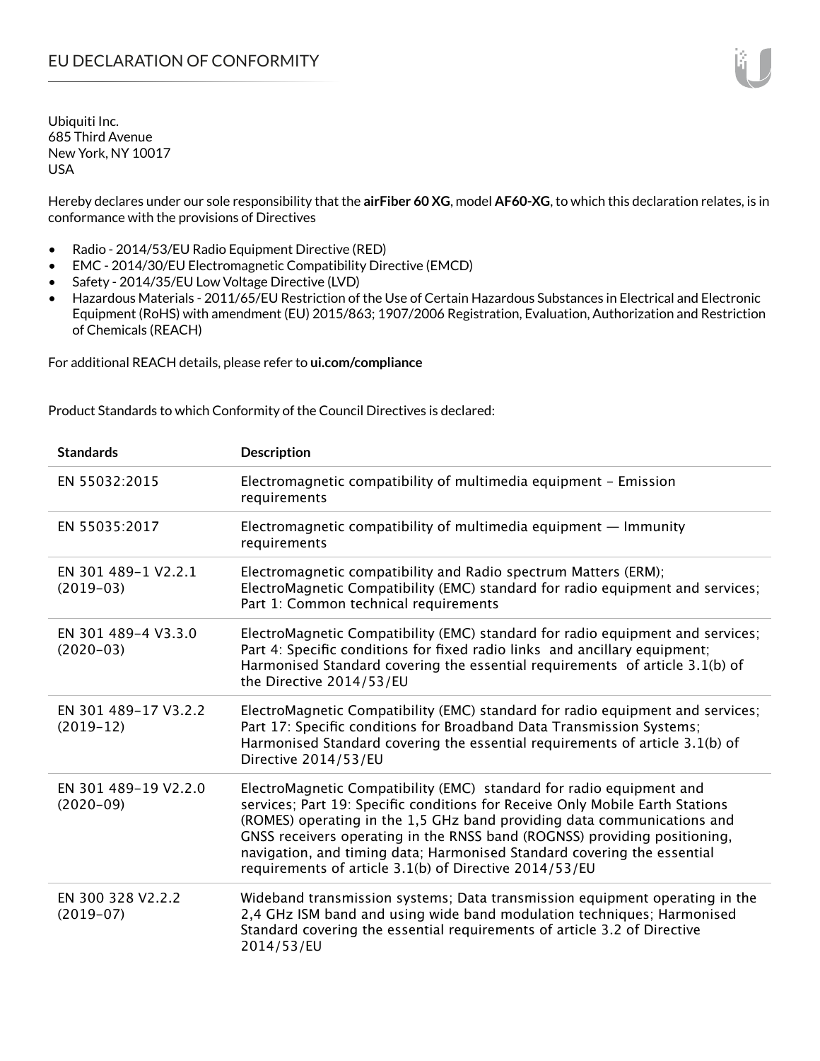# EU DECLARATION OF CONFORMITY

Ubiquiti Inc.
685 Third Avenue
New York, NY 10017
USA

Hereby declares under our sole responsibility that the **airFiber 60 XG**, model **AF60-XG**, to which this declaration relates, is in conformance with the provisions of Directives

- Radio - 2014/53/EU Radio Equipment Directive (RED)
- EMC - 2014/30/EU Electromagnetic Compatibility Directive (EMCD)
- Safety - 2014/35/EU Low Voltage Directive (LVD)
- Hazardous Materials - 2011/65/EU Restriction of the Use of Certain Hazardous Substances in Electrical and Electronic Equipment (RoHS) with amendment (EU) 2015/863; 1907/2006 Registration, Evaluation, Authorization and Restriction of Chemicals (REACH)

For additional REACH details, please refer to **ui.com/compliance**

Product Standards to which Conformity of the Council Directives is declared:

| Standards | Description |
|---|---|
| EN 55032:2015 | Electromagnetic compatibility of multimedia equipment – Emission requirements |
| EN 55035:2017 | Electromagnetic compatibility of multimedia equipment — Immunity requirements |
| EN 301 489-1 V2.2.1 (2019-03) | Electromagnetic compatibility and Radio spectrum Matters (ERM); ElectroMagnetic Compatibility (EMC) standard for radio equipment and services; Part 1: Common technical requirements |
| EN 301 489-4 V3.3.0 (2020-03) | ElectroMagnetic Compatibility (EMC) standard for radio equipment and services; Part 4: Specific conditions for fixed radio links and ancillary equipment; Harmonised Standard covering the essential requirements of article 3.1(b) of the Directive 2014/53/EU |
| EN 301 489-17 V3.2.2 (2019-12) | ElectroMagnetic Compatibility (EMC) standard for radio equipment and services; Part 17: Specific conditions for Broadband Data Transmission Systems; Harmonised Standard covering the essential requirements of article 3.1(b) of Directive 2014/53/EU |
| EN 301 489-19 V2.2.0 (2020-09) | ElectroMagnetic Compatibility (EMC) standard for radio equipment and services; Part 19: Specific conditions for Receive Only Mobile Earth Stations (ROMES) operating in the 1,5 GHz band providing data communications and GNSS receivers operating in the RNSS band (ROGNSS) providing positioning, navigation, and timing data; Harmonised Standard covering the essential requirements of article 3.1(b) of Directive 2014/53/EU |
| EN 300 328 V2.2.2 (2019-07) | Wideband transmission systems; Data transmission equipment operating in the 2,4 GHz ISM band and using wide band modulation techniques; Harmonised Standard covering the essential requirements of article 3.2 of Directive 2014/53/EU |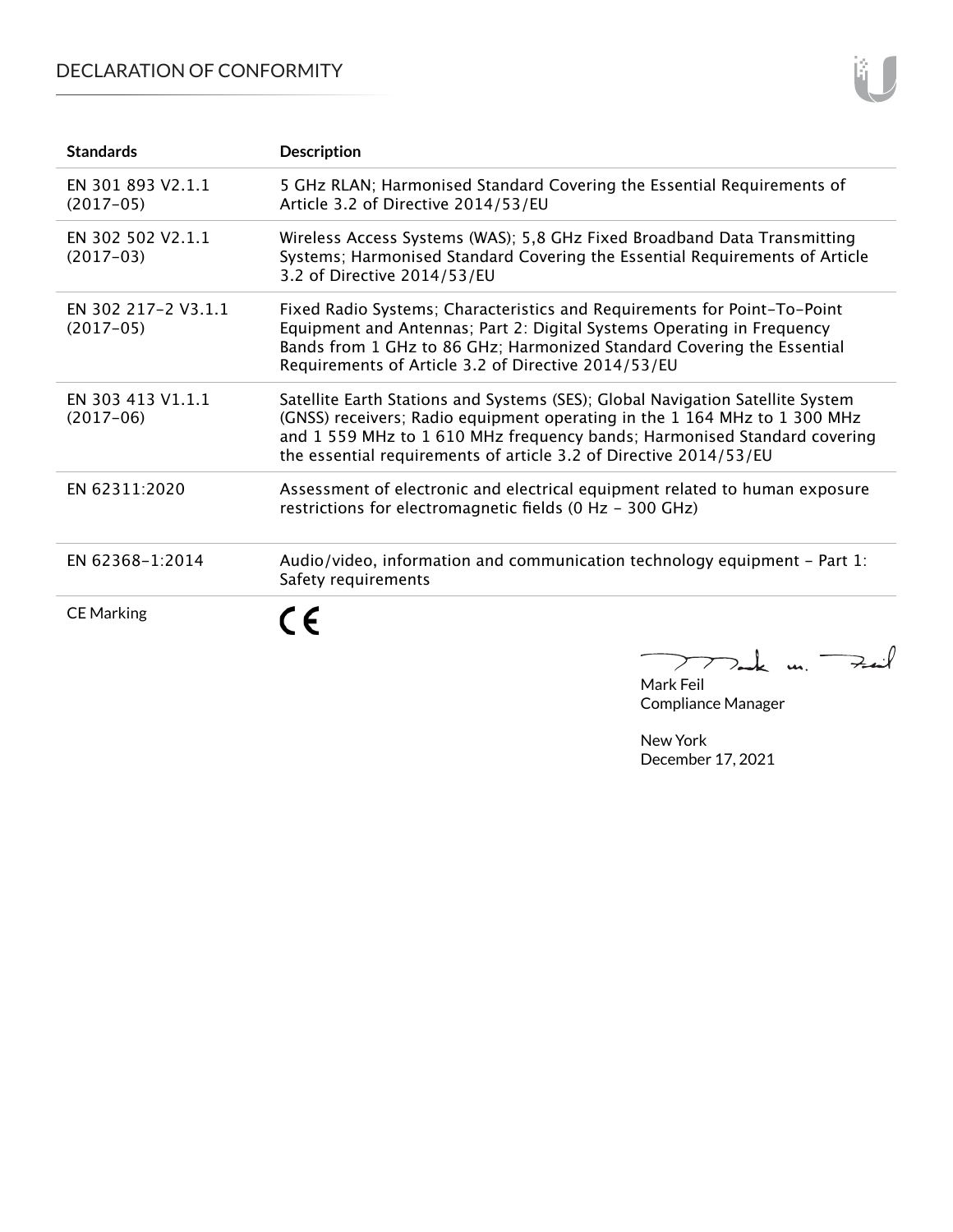| Standards | Description |
| --- | --- |
| EN 301 893 V2.1.1 (2017-05) | 5 GHz RLAN; Harmonised Standard Covering the Essential Requirements of Article 3.2 of Directive 2014/53/EU |
| EN 302 502 V2.1.1 (2017-03) | Wireless Access Systems (WAS); 5,8 GHz Fixed Broadband Data Transmitting Systems; Harmonised Standard Covering the Essential Requirements of Article 3.2 of Directive 2014/53/EU |
| EN 302 217-2 V3.1.1 (2017-05) | Fixed Radio Systems; Characteristics and Requirements for Point-To-Point Equipment and Antennas; Part 2: Digital Systems Operating in Frequency Bands from 1 GHz to 86 GHz; Harmonized Standard Covering the Essential Requirements of Article 3.2 of Directive 2014/53/EU |
| EN 303 413 V1.1.1 (2017-06) | Satellite Earth Stations and Systems (SES); Global Navigation Satellite System (GNSS) receivers; Radio equipment operating in the 1 164 MHz to 1 300 MHz and 1 559 MHz to 1 610 MHz frequency bands; Harmonised Standard covering the essential requirements of article 3.2 of Directive 2014/53/EU |
| EN 62311:2020 | Assessment of electronic and electrical equipment related to human exposure restrictions for electromagnetic fields (0 Hz - 300 GHz) |
| EN 62368-1:2014 | Audio/video, information and communication technology equipment - Part 1: Safety requirements |
| CE Marking | CE |

Mark Feil
Compliance Manager

New York
December 17, 2021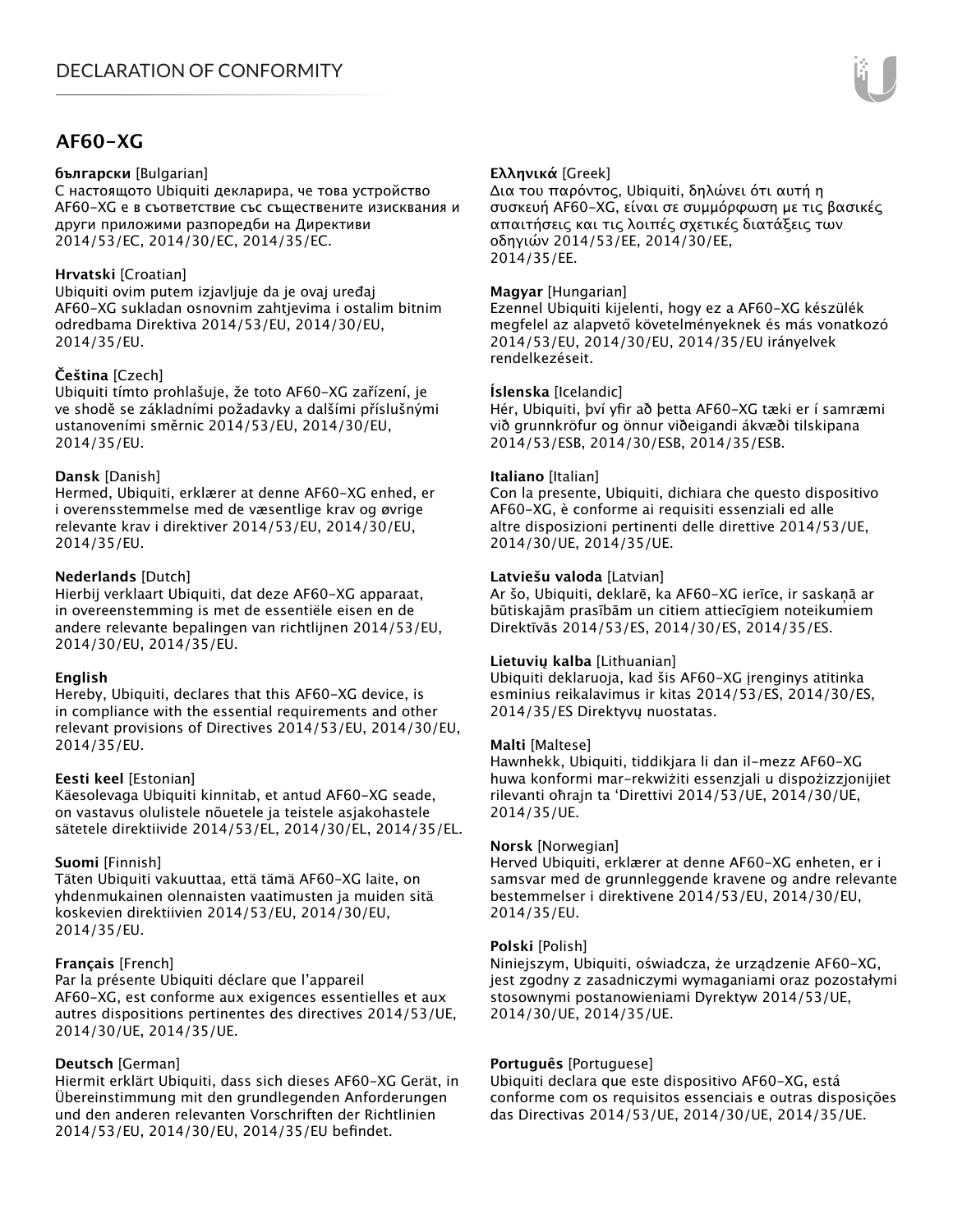# AF60-XG

**български** [Bulgarian]
С настоящото Ubiquiti декларира, че това устройство AF60-XG е в съответствие със съществените изисквания и други приложими разпоредби на Директиви 2014/53/EC, 2014/30/ЕС, 2014/35/ЕС.

**Hrvatski** [Croatian]
Ubiquiti ovim putem izjavljuje da je ovaj uređaj AF60-XG sukladan osnovnim zahtjevima i ostalim bitnim odredbama Direktiva 2014/53/EU, 2014/30/EU, 2014/35/EU.

**Čeština** [Czech]
Ubiquiti tímto prohlašuje, že toto AF60-XG zařízení, je ve shodě se základními požadavky a dalšími příslušnými ustanoveními směrnic 2014/53/EU, 2014/30/EU, 2014/35/EU.

**Dansk** [Danish]
Hermed, Ubiquiti, erklærer at denne AF60-XG enhed, er i overensstemmelse med de væsentlige krav og øvrige relevante krav i direktiver 2014/53/EU, 2014/30/EU, 2014/35/EU.

**Nederlands** [Dutch]
Hierbij verklaart Ubiquiti, dat deze AF60-XG apparaat, in overeenstemming is met de essentiële eisen en de andere relevante bepalingen van richtlijnen 2014/53/EU, 2014/30/EU, 2014/35/EU.

**English**
Hereby, Ubiquiti, declares that this AF60-XG device, is in compliance with the essential requirements and other relevant provisions of Directives 2014/53/EU, 2014/30/EU, 2014/35/EU.

**Eesti keel** [Estonian]
Käesolevaga Ubiquiti kinnitab, et antud AF60-XG seade, on vastavus olulistele nõuetele ja teistele asjakohastele sätetele direktiivide 2014/53/EL, 2014/30/EL, 2014/35/EL.

**Suomi** [Finnish]
Täten Ubiquiti vakuuttaa, että tämä AF60-XG laite, on yhdenmukainen olennaisten vaatimusten ja muiden sitä koskevien direktiivien 2014/53/EU, 2014/30/EU, 2014/35/EU.

**Français** [French]
Par la présente Ubiquiti déclare que l'appareil AF60-XG, est conforme aux exigences essentielles et aux autres dispositions pertinentes des directives 2014/53/UE, 2014/30/UE, 2014/35/UE.

**Deutsch** [German]
Hiermit erklärt Ubiquiti, dass sich dieses AF60-XG Gerät, in Übereinstimmung mit den grundlegenden Anforderungen und den anderen relevanten Vorschriften der Richtlinien 2014/53/EU, 2014/30/EU, 2014/35/EU befindet.

**Ελληνικά** [Greek]
Δια του παρόντος, Ubiquiti, δηλώνει ότι αυτή η συσκευή AF60-XG, είναι σε συμμόρφωση με τις βασικές απαιτήσεις και τις λοιπές σχετικές διατάξεις των οδηγιών 2014/53/EE, 2014/30/EE, 2014/35/EE.

**Magyar** [Hungarian]
Ezennel Ubiquiti kijelenti, hogy ez a AF60-XG készülék megfelel az alapvető követelményeknek és más vonatkozó 2014/53/EU, 2014/30/EU, 2014/35/EU irányelvek rendelkezéseit.

**Íslenska** [Icelandic]
Hér, Ubiquiti, því yfir að þetta AF60-XG tæki er í samræmi við grunnkröfur og önnur viðeigandi ákvæði tilskipana 2014/53/ESB, 2014/30/ESB, 2014/35/ESB.

**Italiano** [Italian]
Con la presente, Ubiquiti, dichiara che questo dispositivo AF60-XG, è conforme ai requisiti essenziali ed alle altre disposizioni pertinenti delle direttive 2014/53/UE, 2014/30/UE, 2014/35/UE.

**Latviešu valoda** [Latvian]
Ar šo, Ubiquiti, deklarē, ka AF60-XG ierīce, ir saskaņā ar būtiskajām prasībām un citiem attiecīgiem noteikumiem Direktīvās 2014/53/ES, 2014/30/ES, 2014/35/ES.

**Lietuvių kalba** [Lithuanian]
Ubiquiti deklaruoja, kad šis AF60-XG įrenginys atitinka esminius reikalavimus ir kitas 2014/53/ES, 2014/30/ES, 2014/35/ES Direktyvų nuostatas.

**Malti** [Maltese]
Hawnhekk, Ubiquiti, tiddikjara li dan il-mezz AF60-XG huwa konformi mar-rekwiżiti essenzjali u dispożizzjonijiet rilevanti oħrajn ta 'Direttivi 2014/53/UE, 2014/30/UE, 2014/35/UE.

**Norsk** [Norwegian]
Herved Ubiquiti, erklærer at denne AF60-XG enheten, er i samsvar med de grunnleggende kravene og andre relevante bestemmelser i direktivene 2014/53/EU, 2014/30/EU, 2014/35/EU.

**Polski** [Polish]
Niniejszym, Ubiquiti, oświadcza, że urządzenie AF60-XG, jest zgodny z zasadniczymi wymaganiami oraz pozostałymi stosownymi postanowieniami Dyrektyw 2014/53/UE, 2014/30/UE, 2014/35/UE.

**Português** [Portuguese]
Ubiquiti declara que este dispositivo AF60-XG, está conforme com os requisitos essenciais e outras disposições das Directivas 2014/53/UE, 2014/30/UE, 2014/35/UE.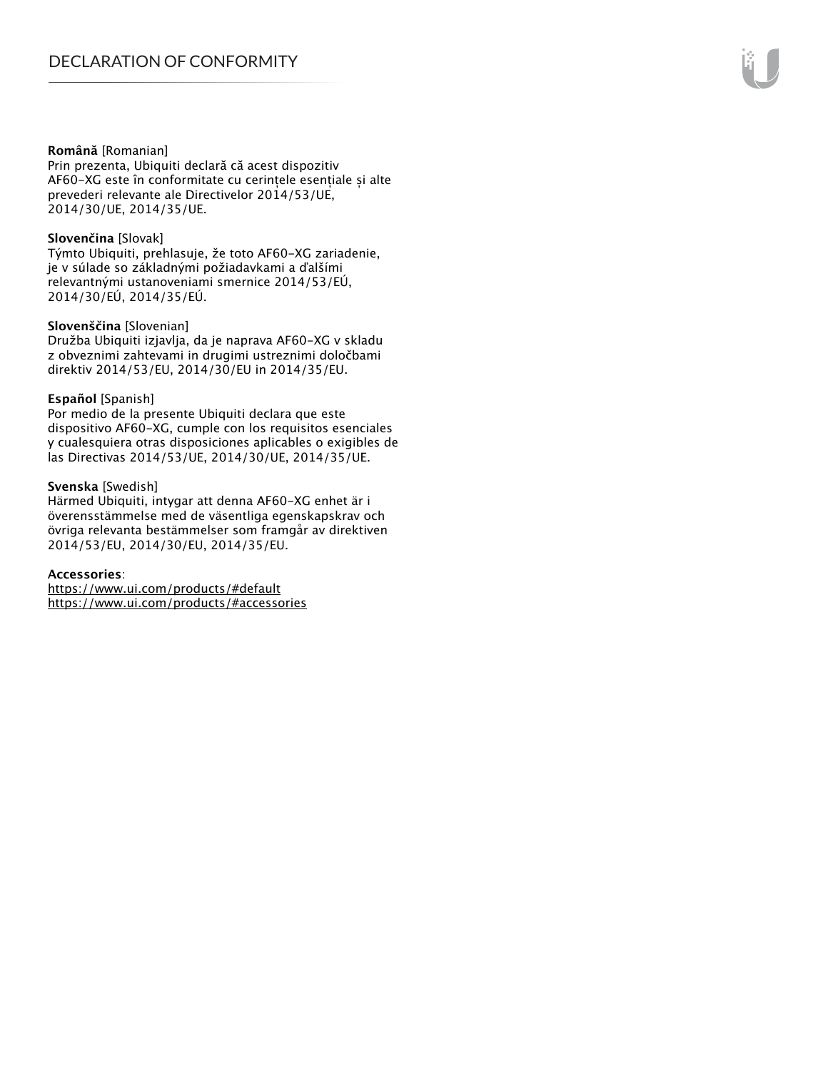**Română** [Romanian]
Prin prezenta, Ubiquiti declară că acest dispozitiv AF60-XG este în conformitate cu cerințele esențiale și alte prevederi relevante ale Directivelor 2014/53/UE, 2014/30/UE, 2014/35/UE.

**Slovenčina** [Slovak]
Týmto Ubiquiti, prehlasuje, že toto AF60-XG zariadenie, je v súlade so základnými požiadavkami a ďalšími relevantnými ustanoveniami smernice 2014/53/EÚ, 2014/30/EÚ, 2014/35/EÚ.

**Slovenščina** [Slovenian]
Družba Ubiquiti izjavlja, da je naprava AF60-XG v skladu z obveznimi zahtevami in drugimi ustreznimi določbami direktiv 2014/53/EU, 2014/30/EU in 2014/35/EU.

**Español** [Spanish]
Por medio de la presente Ubiquiti declara que este dispositivo AF60-XG, cumple con los requisitos esenciales y cualesquiera otras disposiciones aplicables o exigibles de las Directivas 2014/53/UE, 2014/30/UE, 2014/35/UE.

**Svenska** [Swedish]
Härmed Ubiquiti, intygar att denna AF60-XG enhet är i överensstämmelse med de väsentliga egenskapskrav och övriga relevanta bestämmelser som framgår av direktiven 2014/53/EU, 2014/30/EU, 2014/35/EU.

**Accessories**:
https://www.ui.com/products/#default
https://www.ui.com/products/#accessories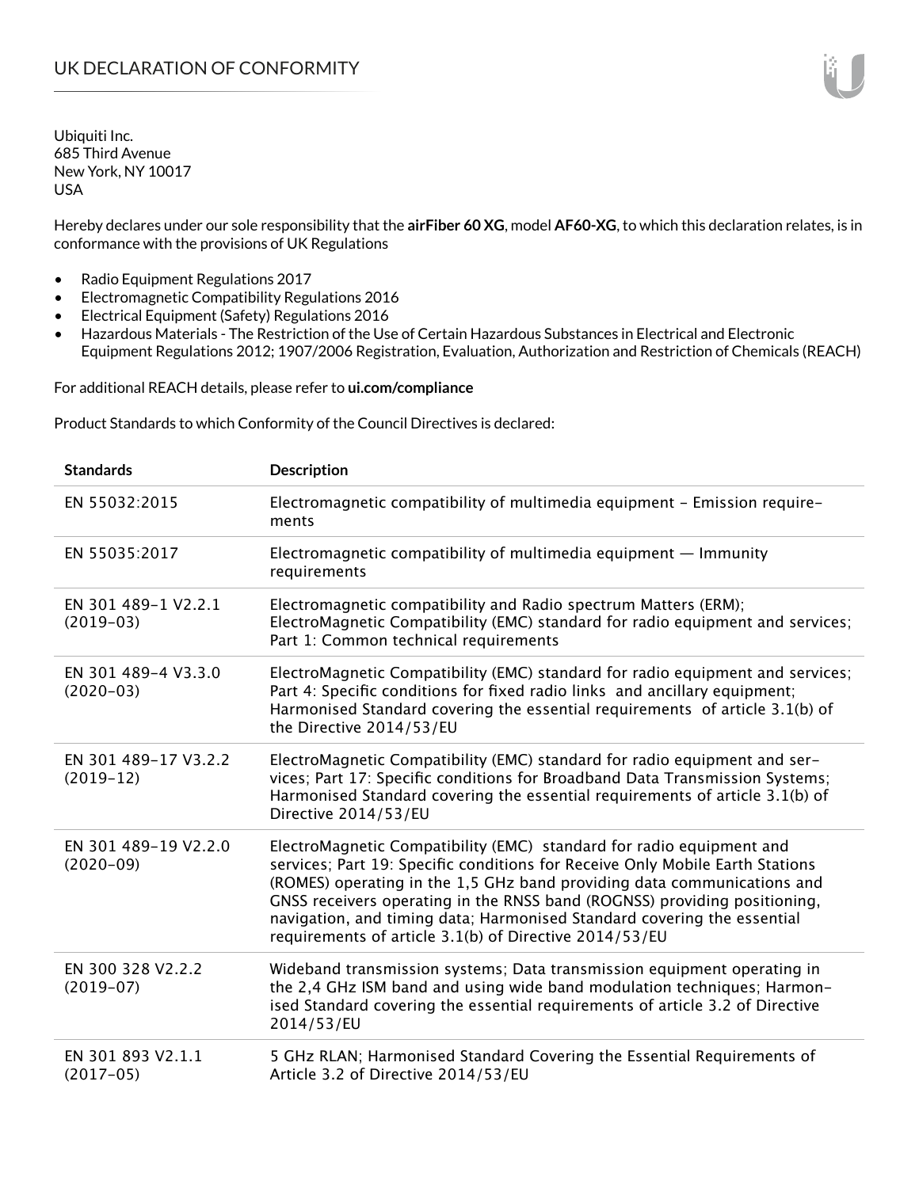# UK DECLARATION OF CONFORMITY

Ubiquiti Inc.
685 Third Avenue
New York, NY 10017
USA

Hereby declares under our sole responsibility that the **airFiber 60 XG**, model **AF60-XG**, to which this declaration relates, is in conformance with the provisions of UK Regulations

- Radio Equipment Regulations 2017
- Electromagnetic Compatibility Regulations 2016
- Electrical Equipment (Safety) Regulations 2016
- Hazardous Materials - The Restriction of the Use of Certain Hazardous Substances in Electrical and Electronic Equipment Regulations 2012; 1907/2006 Registration, Evaluation, Authorization and Restriction of Chemicals (REACH)

For additional REACH details, please refer to **ui.com/compliance**

Product Standards to which Conformity of the Council Directives is declared:

| Standards | Description |
|---|---|
| EN 55032:2015 | Electromagnetic compatibility of multimedia equipment – Emission requirements |
| EN 55035:2017 | Electromagnetic compatibility of multimedia equipment — Immunity requirements |
| EN 301 489-1 V2.2.1 (2019-03) | Electromagnetic compatibility and Radio spectrum Matters (ERM); ElectroMagnetic Compatibility (EMC) standard for radio equipment and services; Part 1: Common technical requirements |
| EN 301 489-4 V3.3.0 (2020-03) | ElectroMagnetic Compatibility (EMC) standard for radio equipment and services; Part 4: Specific conditions for fixed radio links and ancillary equipment; Harmonised Standard covering the essential requirements of article 3.1(b) of the Directive 2014/53/EU |
| EN 301 489-17 V3.2.2 (2019-12) | ElectroMagnetic Compatibility (EMC) standard for radio equipment and services; Part 17: Specific conditions for Broadband Data Transmission Systems; Harmonised Standard covering the essential requirements of article 3.1(b) of Directive 2014/53/EU |
| EN 301 489-19 V2.2.0 (2020-09) | ElectroMagnetic Compatibility (EMC) standard for radio equipment and services; Part 19: Specific conditions for Receive Only Mobile Earth Stations (ROMES) operating in the 1,5 GHz band providing data communications and GNSS receivers operating in the RNSS band (ROGNSS) providing positioning, navigation, and timing data; Harmonised Standard covering the essential requirements of article 3.1(b) of Directive 2014/53/EU |
| EN 300 328 V2.2.2 (2019-07) | Wideband transmission systems; Data transmission equipment operating in the 2,4 GHz ISM band and using wide band modulation techniques; Harmonised Standard covering the essential requirements of article 3.2 of Directive 2014/53/EU |
| EN 301 893 V2.1.1 (2017-05) | 5 GHz RLAN; Harmonised Standard Covering the Essential Requirements of Article 3.2 of Directive 2014/53/EU |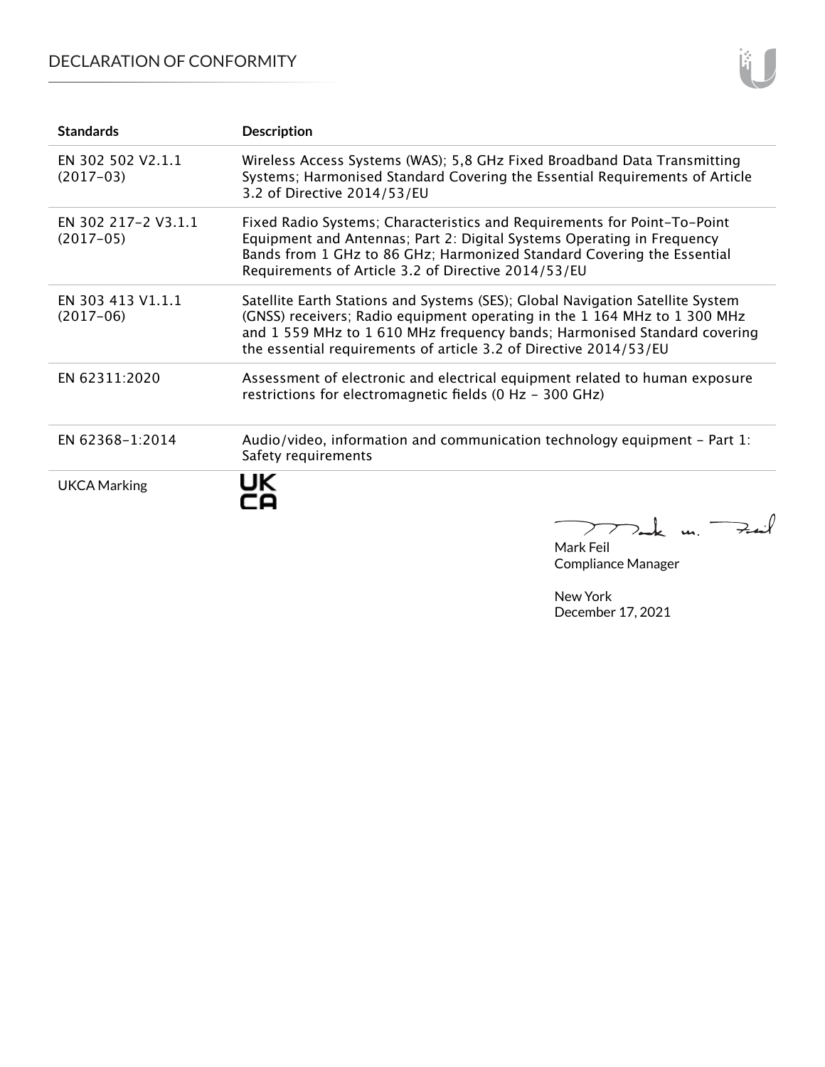| Standards | Description |
| --- | --- |
| EN 302 502 V2.1.1 (2017-03) | Wireless Access Systems (WAS); 5,8 GHz Fixed Broadband Data Transmitting Systems; Harmonised Standard Covering the Essential Requirements of Article 3.2 of Directive 2014/53/EU |
| EN 302 217-2 V3.1.1 (2017-05) | Fixed Radio Systems; Characteristics and Requirements for Point-To-Point Equipment and Antennas; Part 2: Digital Systems Operating in Frequency Bands from 1 GHz to 86 GHz; Harmonized Standard Covering the Essential Requirements of Article 3.2 of Directive 2014/53/EU |
| EN 303 413 V1.1.1 (2017-06) | Satellite Earth Stations and Systems (SES); Global Navigation Satellite System (GNSS) receivers; Radio equipment operating in the 1 164 MHz to 1 300 MHz and 1 559 MHz to 1 610 MHz frequency bands; Harmonised Standard covering the essential requirements of article 3.2 of Directive 2014/53/EU |
| EN 62311:2020 | Assessment of electronic and electrical equipment related to human exposure restrictions for electromagnetic fields (0 Hz - 300 GHz) |
| EN 62368-1:2014 | Audio/video, information and communication technology equipment - Part 1: Safety requirements |
| UKCA Marking | UK CA |

Mark Feil
Compliance Manager

New York
December 17, 2021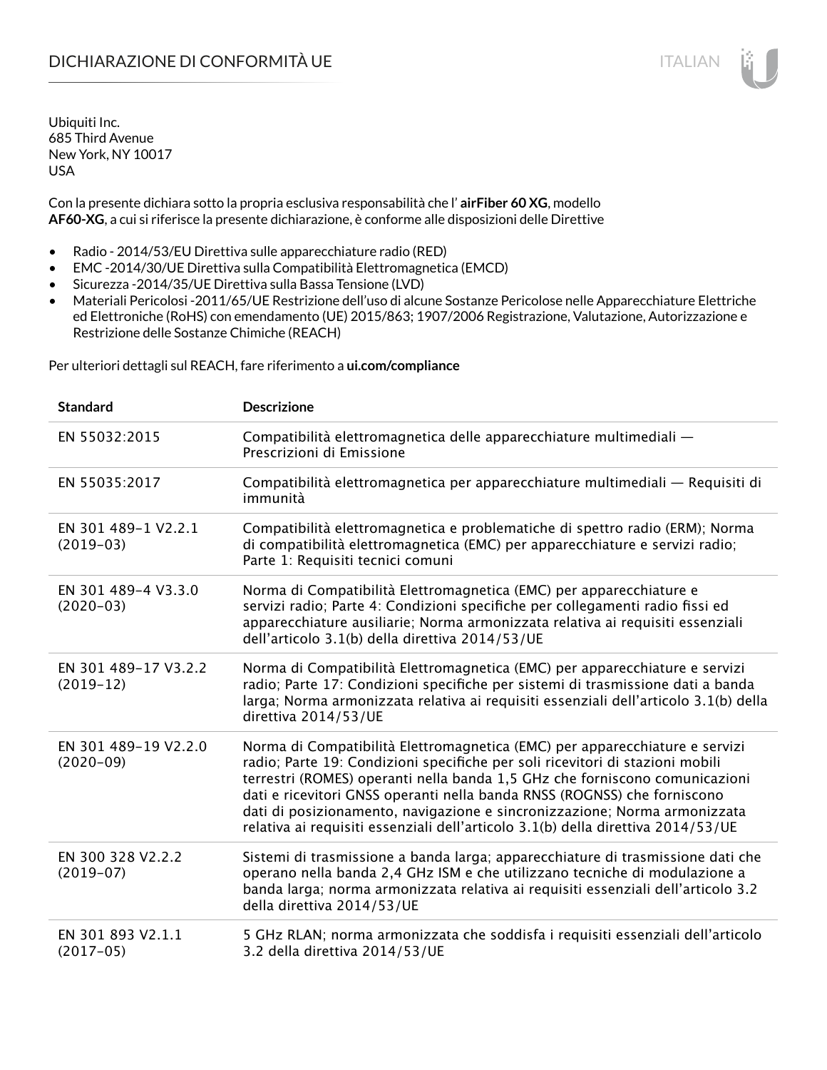# DICHIARAZIONE DI CONFORMITÀ UE

Ubiquiti Inc.
685 Third Avenue
New York, NY 10017
USA

Con la presente dichiara sotto la propria esclusiva responsabilità che l' **airFiber 60 XG**, modello **AF60-XG**, a cui si riferisce la presente dichiarazione, è conforme alle disposizioni delle Direttive

- Radio - 2014/53/EU Direttiva sulle apparecchiature radio (RED)
- EMC -2014/30/UE Direttiva sulla Compatibilità Elettromagnetica (EMCD)
- Sicurezza -2014/35/UE Direttiva sulla Bassa Tensione (LVD)
- Materiali Pericolosi -2011/65/UE Restrizione dell'uso di alcune Sostanze Pericolose nelle Apparecchiature Elettriche ed Elettroniche (RoHS) con emendamento (UE) 2015/863; 1907/2006 Registrazione, Valutazione, Autorizzazione e Restrizione delle Sostanze Chimiche (REACH)

Per ulteriori dettagli sul REACH, fare riferimento a **ui.com/compliance**

| Standard | Descrizione |
|---|---|
| EN 55032:2015 | Compatibilità elettromagnetica delle apparecchiature multimediali — Prescrizioni di Emissione |
| EN 55035:2017 | Compatibilità elettromagnetica per apparecchiature multimediali — Requisiti di immunità |
| EN 301 489-1 V2.2.1 (2019-03) | Compatibilità elettromagnetica e problematiche di spettro radio (ERM); Norma di compatibilità elettromagnetica (EMC) per apparecchiature e servizi radio; Parte 1: Requisiti tecnici comuni |
| EN 301 489-4 V3.3.0 (2020-03) | Norma di Compatibilità Elettromagnetica (EMC) per apparecchiature e servizi radio; Parte 4: Condizioni specifiche per collegamenti radio fissi ed apparecchiature ausiliarie; Norma armonizzata relativa ai requisiti essenziali dell'articolo 3.1(b) della direttiva 2014/53/UE |
| EN 301 489-17 V3.2.2 (2019-12) | Norma di Compatibilità Elettromagnetica (EMC) per apparecchiature e servizi radio; Parte 17: Condizioni specifiche per sistemi di trasmissione dati a banda larga; Norma armonizzata relativa ai requisiti essenziali dell'articolo 3.1(b) della direttiva 2014/53/UE |
| EN 301 489-19 V2.2.0 (2020-09) | Norma di Compatibilità Elettromagnetica (EMC) per apparecchiature e servizi radio; Parte 19: Condizioni specifiche per soli ricevitori di stazioni mobili terrestri (ROMES) operanti nella banda 1,5 GHz che forniscono comunicazioni dati e ricevitori GNSS operanti nella banda RNSS (ROGNSS) che forniscono dati di posizionamento, navigazione e sincronizzazione; Norma armonizzata relativa ai requisiti essenziali dell'articolo 3.1(b) della direttiva 2014/53/UE |
| EN 300 328 V2.2.2 (2019-07) | Sistemi di trasmissione a banda larga; apparecchiature di trasmissione dati che operano nella banda 2,4 GHz ISM e che utilizzano tecniche di modulazione a banda larga; norma armonizzata relativa ai requisiti essenziali dell'articolo 3.2 della direttiva 2014/53/UE |
| EN 301 893 V2.1.1 (2017-05) | 5 GHz RLAN; norma armonizzata che soddisfa i requisiti essenziali dell'articolo 3.2 della direttiva 2014/53/UE |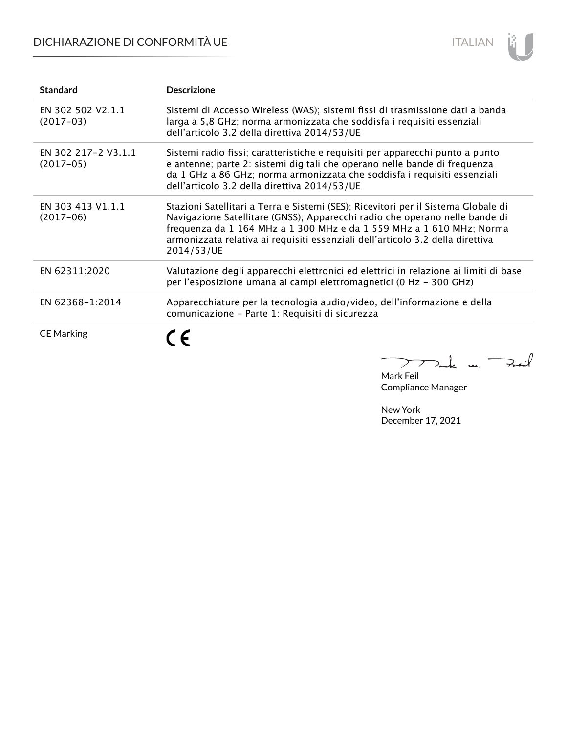| Standard | Descrizione |
| --- | --- |
| EN 302 502 V2.1.1 (2017-03) | Sistemi di Accesso Wireless (WAS); sistemi fissi di trasmissione dati a banda larga a 5,8 GHz; norma armonizzata che soddisfa i requisiti essenziali dell'articolo 3.2 della direttiva 2014/53/UE |
| EN 302 217-2 V3.1.1 (2017-05) | Sistemi radio fissi; caratteristiche e requisiti per apparecchi punto a punto e antenne; parte 2: sistemi digitali che operano nelle bande di frequenza da 1 GHz a 86 GHz; norma armonizzata che soddisfa i requisiti essenziali dell'articolo 3.2 della direttiva 2014/53/UE |
| EN 303 413 V1.1.1 (2017-06) | Stazioni Satellitari a Terra e Sistemi (SES); Ricevitori per il Sistema Globale di Navigazione Satellitare (GNSS); Apparecchi radio che operano nelle bande di frequenza da 1 164 MHz a 1 300 MHz e da 1 559 MHz a 1 610 MHz; Norma armonizzata relativa ai requisiti essenziali dell'articolo 3.2 della direttiva 2014/53/UE |
| EN 62311:2020 | Valutazione degli apparecchi elettronici ed elettrici in relazione ai limiti di base per l'esposizione umana ai campi elettromagnetici (0 Hz - 300 GHz) |
| EN 62368-1:2014 | Apparecchiature per la tecnologia audio/video, dell'informazione e della comunicazione - Parte 1: Requisiti di sicurezza |
| CE Marking | CE |

Mark Feil
Compliance Manager

New York
December 17, 2021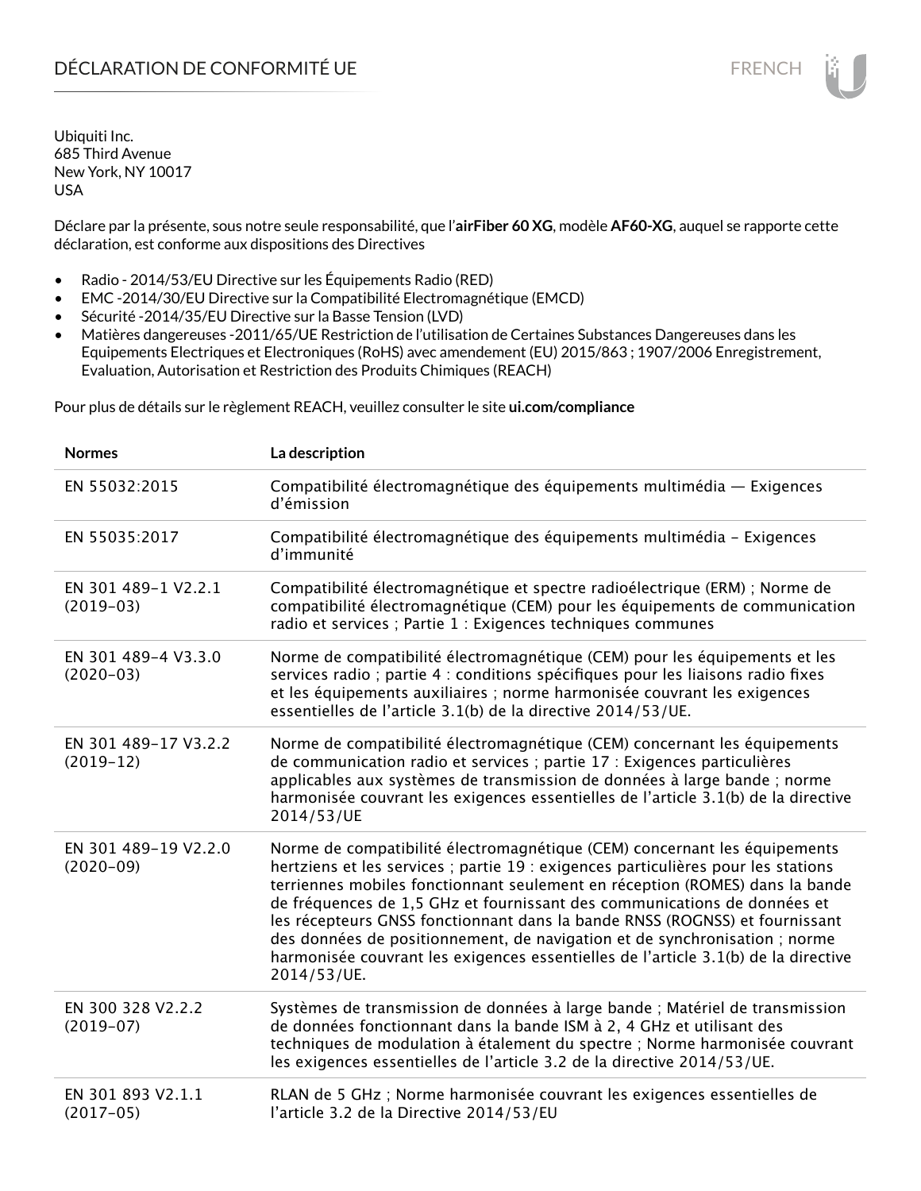# DÉCLARATION DE CONFORMITÉ UE

Ubiquiti Inc.
685 Third Avenue
New York, NY 10017
USA

Déclare par la présente, sous notre seule responsabilité, que l'**airFiber 60 XG**, modèle **AF60-XG**, auquel se rapporte cette déclaration, est conforme aux dispositions des Directives

- Radio - 2014/53/EU Directive sur les Équipements Radio (RED)
- EMC -2014/30/EU Directive sur la Compatibilité Electromagnétique (EMCD)
- Sécurité -2014/35/EU Directive sur la Basse Tension (LVD)
- Matières dangereuses -2011/65/UE Restriction de l'utilisation de Certaines Substances Dangereuses dans les Equipements Electriques et Electroniques (RoHS) avec amendement (EU) 2015/863 ; 1907/2006 Enregistrement, Evaluation, Autorisation et Restriction des Produits Chimiques (REACH)

Pour plus de détails sur le règlement REACH, veuillez consulter le site **ui.com/compliance**

| Normes | La description |
|---|---|
| EN 55032:2015 | Compatibilité électromagnétique des équipements multimédia — Exigences d'émission |
| EN 55035:2017 | Compatibilité électromagnétique des équipements multimédia – Exigences d'immunité |
| EN 301 489-1 V2.2.1 (2019-03) | Compatibilité électromagnétique et spectre radioélectrique (ERM) ; Norme de compatibilité électromagnétique (CEM) pour les équipements de communication radio et services ; Partie 1 : Exigences techniques communes |
| EN 301 489-4 V3.3.0 (2020-03) | Norme de compatibilité électromagnétique (CEM) pour les équipements et les services radio ; partie 4 : conditions spécifiques pour les liaisons radio fixes et les équipements auxiliaires ; norme harmonisée couvrant les exigences essentielles de l'article 3.1(b) de la directive 2014/53/UE. |
| EN 301 489-17 V3.2.2 (2019-12) | Norme de compatibilité électromagnétique (CEM) concernant les équipements de communication radio et services ; partie 17 : Exigences particulières applicables aux systèmes de transmission de données à large bande ; norme harmonisée couvrant les exigences essentielles de l'article 3.1(b) de la directive 2014/53/UE |
| EN 301 489-19 V2.2.0 (2020-09) | Norme de compatibilité électromagnétique (CEM) concernant les équipements hertziens et les services ; partie 19 : exigences particulières pour les stations terriennes mobiles fonctionnant seulement en réception (ROMES) dans la bande de fréquences de 1,5 GHz et fournissant des communications de données et les récepteurs GNSS fonctionnant dans la bande RNSS (ROGNSS) et fournissant des données de positionnement, de navigation et de synchronisation ; norme harmonisée couvrant les exigences essentielles de l'article 3.1(b) de la directive 2014/53/UE. |
| EN 300 328 V2.2.2 (2019-07) | Systèmes de transmission de données à large bande ; Matériel de transmission de données fonctionnant dans la bande ISM à 2, 4 GHz et utilisant des techniques de modulation à étalement du spectre ; Norme harmonisée couvrant les exigences essentielles de l'article 3.2 de la directive 2014/53/UE. |
| EN 301 893 V2.1.1 (2017-05) | RLAN de 5 GHz ; Norme harmonisée couvrant les exigences essentielles de l'article 3.2 de la Directive 2014/53/EU |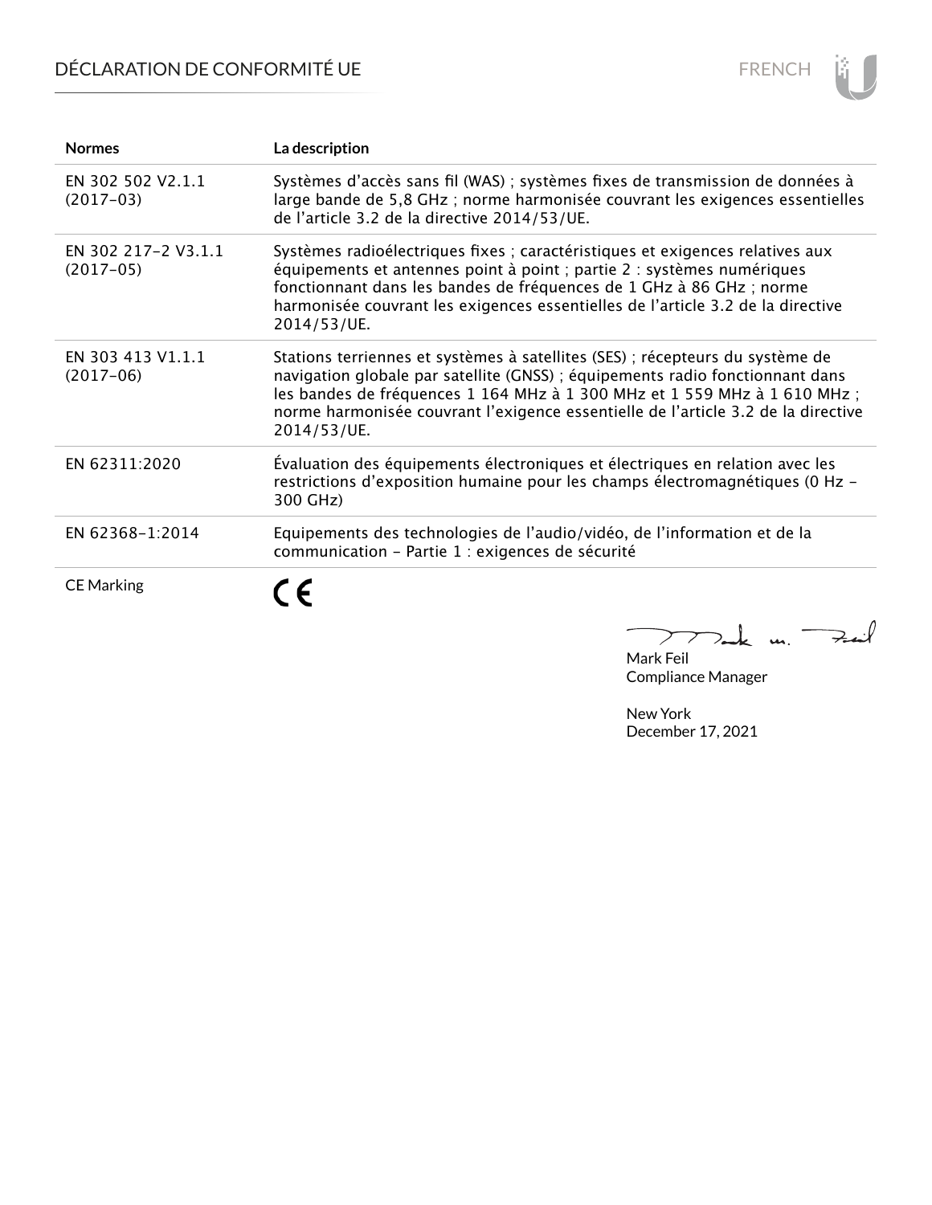| Normes | La description |
|---|---|
| EN 302 502 V2.1.1 (2017-03) | Systèmes d'accès sans fil (WAS) ; systèmes fixes de transmission de données à large bande de 5,8 GHz ; norme harmonisée couvrant les exigences essentielles de l'article 3.2 de la directive 2014/53/UE. |
| EN 302 217-2 V3.1.1 (2017-05) | Systèmes radioélectriques fixes ; caractéristiques et exigences relatives aux équipements et antennes point à point ; partie 2 : systèmes numériques fonctionnant dans les bandes de fréquences de 1 GHz à 86 GHz ; norme harmonisée couvrant les exigences essentielles de l'article 3.2 de la directive 2014/53/UE. |
| EN 303 413 V1.1.1 (2017-06) | Stations terriennes et systèmes à satellites (SES) ; récepteurs du système de navigation globale par satellite (GNSS) ; équipements radio fonctionnant dans les bandes de fréquences 1 164 MHz à 1 300 MHz et 1 559 MHz à 1 610 MHz ; norme harmonisée couvrant l'exigence essentielle de l'article 3.2 de la directive 2014/53/UE. |
| EN 62311:2020 | Évaluation des équipements électroniques et électriques en relation avec les restrictions d'exposition humaine pour les champs électromagnétiques (0 Hz – 300 GHz) |
| EN 62368-1:2014 | Equipements des technologies de l'audio/vidéo, de l'information et de la communication – Partie 1 : exigences de sécurité |
| CE Marking | CE |

Mark Feil
Compliance Manager

New York
December 17, 2021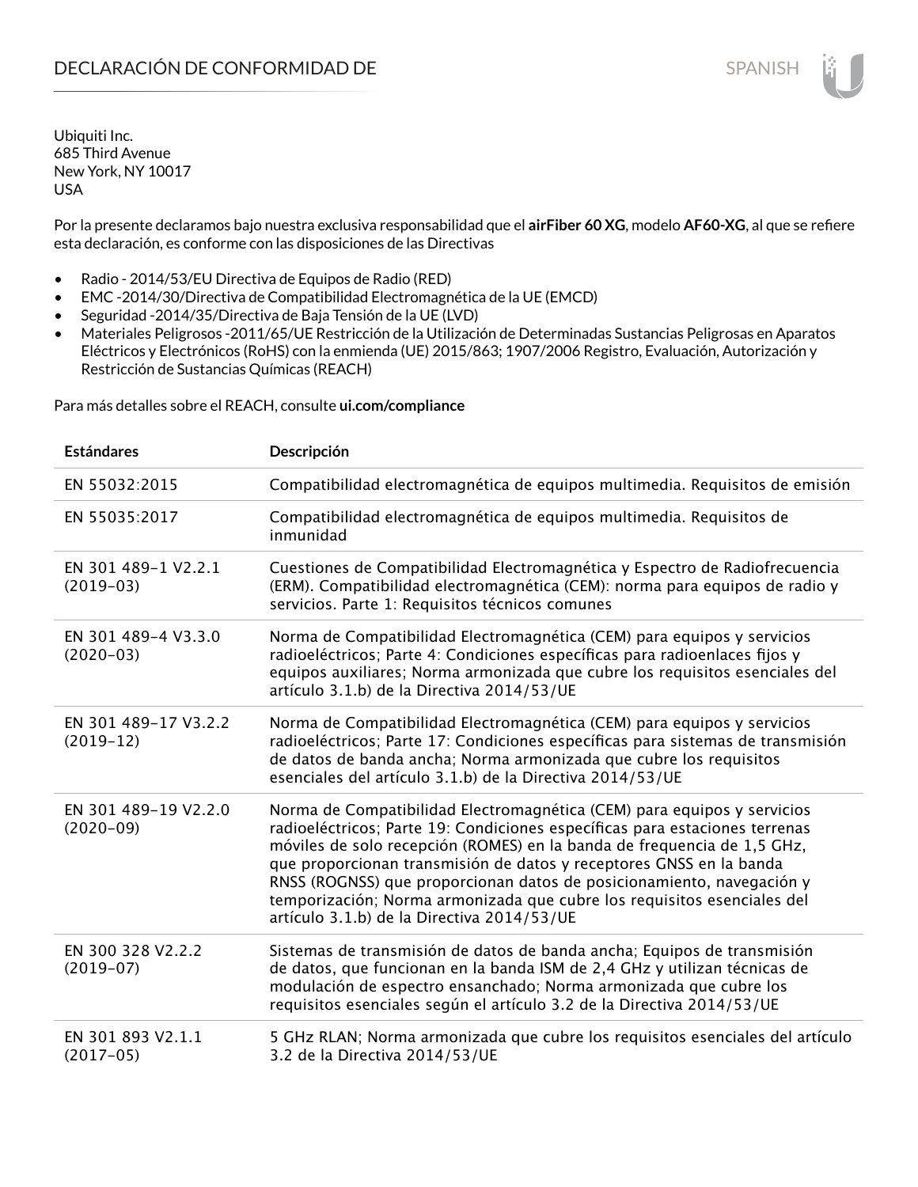# DECLARACIÓN DE CONFORMIDAD DE

Ubiquiti Inc.
685 Third Avenue
New York, NY 10017
USA

Por la presente declaramos bajo nuestra exclusiva responsabilidad que el **airFiber 60 XG**, modelo **AF60-XG**, al que se refiere esta declaración, es conforme con las disposiciones de las Directivas

- Radio - 2014/53/EU Directiva de Equipos de Radio (RED)
- EMC -2014/30/Directiva de Compatibilidad Electromagnética de la UE (EMCD)
- Seguridad -2014/35/Directiva de Baja Tensión de la UE (LVD)
- Materiales Peligrosos -2011/65/UE Restricción de la Utilización de Determinadas Sustancias Peligrosas en Aparatos Eléctricos y Electrónicos (RoHS) con la enmienda (UE) 2015/863; 1907/2006 Registro, Evaluación, Autorización y Restricción de Sustancias Químicas (REACH)

Para más detalles sobre el REACH, consulte **ui.com/compliance**

| Estándares | Descripción |
|---|---|
| EN 55032:2015 | Compatibilidad electromagnética de equipos multimedia. Requisitos de emisión |
| EN 55035:2017 | Compatibilidad electromagnética de equipos multimedia. Requisitos de inmunidad |
| EN 301 489-1 V2.2.1 (2019-03) | Cuestiones de Compatibilidad Electromagnética y Espectro de Radiofrecuencia (ERM). Compatibilidad electromagnética (CEM): norma para equipos de radio y servicios. Parte 1: Requisitos técnicos comunes |
| EN 301 489-4 V3.3.0 (2020-03) | Norma de Compatibilidad Electromagnética (CEM) para equipos y servicios radioeléctricos; Parte 4: Condiciones específicas para radioenlaces fijos y equipos auxiliares; Norma armonizada que cubre los requisitos esenciales del artículo 3.1.b) de la Directiva 2014/53/UE |
| EN 301 489-17 V3.2.2 (2019-12) | Norma de Compatibilidad Electromagnética (CEM) para equipos y servicios radioeléctricos; Parte 17: Condiciones específicas para sistemas de transmisión de datos de banda ancha; Norma armonizada que cubre los requisitos esenciales del artículo 3.1.b) de la Directiva 2014/53/UE |
| EN 301 489-19 V2.2.0 (2020-09) | Norma de Compatibilidad Electromagnética (CEM) para equipos y servicios radioeléctricos; Parte 19: Condiciones específicas para estaciones terrenas móviles de solo recepción (ROMES) en la banda de frequencia de 1,5 GHz, que proporcionan transmisión de datos y receptores GNSS en la banda RNSS (ROGNSS) que proporcionan datos de posicionamiento, navegación y temporización; Norma armonizada que cubre los requisitos esenciales del artículo 3.1.b) de la Directiva 2014/53/UE |
| EN 300 328 V2.2.2 (2019-07) | Sistemas de transmisión de datos de banda ancha; Equipos de transmisión de datos, que funcionan en la banda ISM de 2,4 GHz y utilizan técnicas de modulación de espectro ensanchado; Norma armonizada que cubre los requisitos esenciales según el artículo 3.2 de la Directiva 2014/53/UE |
| EN 301 893 V2.1.1 (2017-05) | 5 GHz RLAN; Norma armonizada que cubre los requisitos esenciales del artículo 3.2 de la Directiva 2014/53/UE |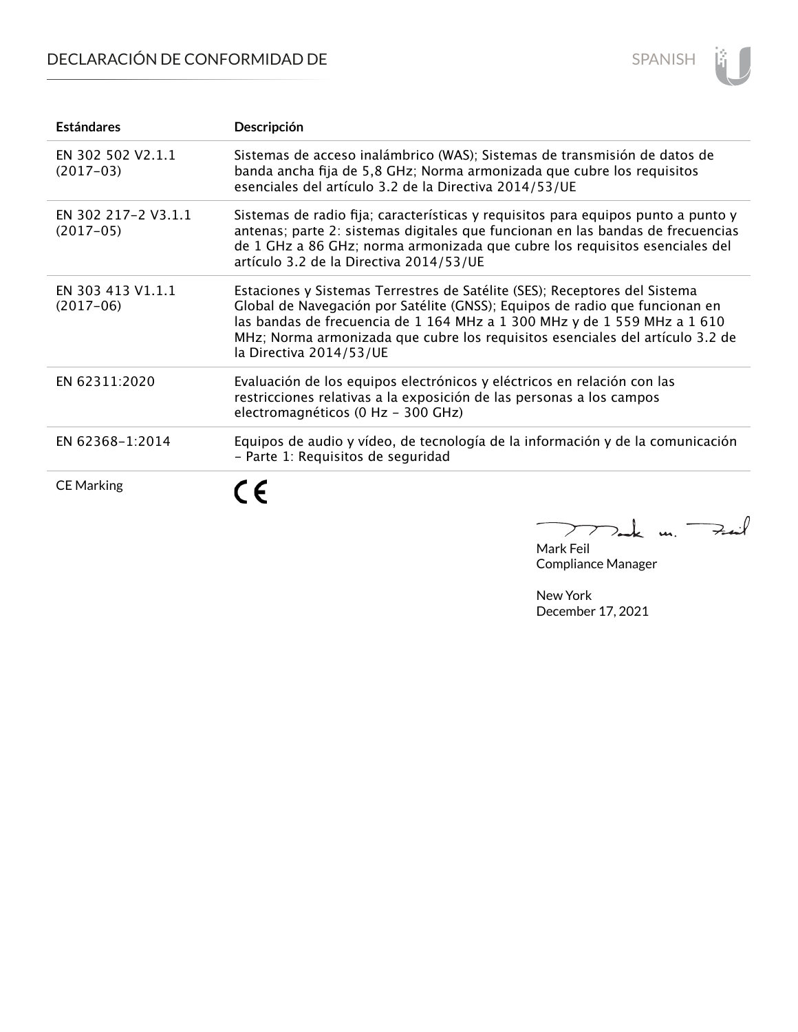# DECLARACIÓN DE CONFORMIDAD DE

| Estándares | Descripción |
| --- | --- |
| EN 302 502 V2.1.1 (2017-03) | Sistemas de acceso inalámbrico (WAS); Sistemas de transmisión de datos de banda ancha fija de 5,8 GHz; Norma armonizada que cubre los requisitos esenciales del artículo 3.2 de la Directiva 2014/53/UE |
| EN 302 217-2 V3.1.1 (2017-05) | Sistemas de radio fija; características y requisitos para equipos punto a punto y antenas; parte 2: sistemas digitales que funcionan en las bandas de frecuencias de 1 GHz a 86 GHz; norma armonizada que cubre los requisitos esenciales del artículo 3.2 de la Directiva 2014/53/UE |
| EN 303 413 V1.1.1 (2017-06) | Estaciones y Sistemas Terrestres de Satélite (SES); Receptores del Sistema Global de Navegación por Satélite (GNSS); Equipos de radio que funcionan en las bandas de frecuencia de 1 164 MHz a 1 300 MHz y de 1 559 MHz a 1 610 MHz; Norma armonizada que cubre los requisitos esenciales del artículo 3.2 de la Directiva 2014/53/UE |
| EN 62311:2020 | Evaluación de los equipos electrónicos y eléctricos en relación con las restricciones relativas a la exposición de las personas a los campos electromagnéticos (0 Hz - 300 GHz) |
| EN 62368-1:2014 | Equipos de audio y vídeo, de tecnología de la información y de la comunicación - Parte 1: Requisitos de seguridad |
| CE Marking | CE |

Mark Feil
Compliance Manager

New York
December 17, 2021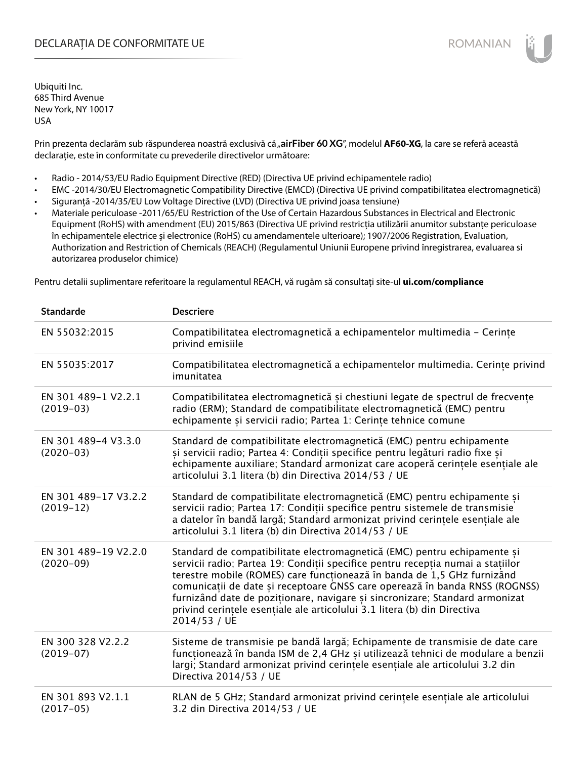# DECLARAȚIA DE CONFORMITATE UE

Ubiquiti Inc.
685 Third Avenue
New York, NY 10017
USA

Prin prezenta declarăm sub răspunderea noastră exclusivă că „**airFiber 60 XG**”, modelul **AF60-XG**, la care se referă această declarație, este în conformitate cu prevederile directivelor următoare:

- Radio - 2014/53/EU Radio Equipment Directive (RED) (Directiva UE privind echipamentele radio)
- EMC -2014/30/EU Electromagnetic Compatibility Directive (EMCD) (Directiva UE privind compatibilitatea electromagnetică)
- Siguranță -2014/35/EU Low Voltage Directive (LVD) (Directiva UE privind joasa tensiune)
- Materiale periculoase -2011/65/EU Restriction of the Use of Certain Hazardous Substances in Electrical and Electronic Equipment (RoHS) with amendment (EU) 2015/863 (Directiva UE privind restricția utilizării anumitor substanțe periculoase în echipamentele electrice și electronice (RoHS) cu amendamentele ulterioare); 1907/2006 Registration, Evaluation, Authorization and Restriction of Chemicals (REACH) (Regulamentul Uniunii Europene privind înregistrarea, evaluarea si autorizarea produselor chimice)

Pentru detalii suplimentare referitoare la regulamentul REACH, vă rugăm să consultați site-ul **ui.com/compliance**

| Standarde | Descriere |
|---|---|
| EN 55032:2015 | Compatibilitatea electromagnetică a echipamentelor multimedia – Cerințe privind emisiile |
| EN 55035:2017 | Compatibilitatea electromagnetică a echipamentelor multimedia. Cerințe privind imunitatea |
| EN 301 489-1 V2.2.1 (2019-03) | Compatibilitatea electromagnetică și chestiuni legate de spectrul de frecvențe radio (ERM); Standard de compatibilitate electromagnetică (EMC) pentru echipamente și servicii radio; Partea 1: Cerințe tehnice comune |
| EN 301 489-4 V3.3.0 (2020-03) | Standard de compatibilitate electromagnetică (EMC) pentru echipamente și servicii radio; Partea 4: Condiții specifice pentru legături radio fixe și echipamente auxiliare; Standard armonizat care acoperă cerințele esențiale ale articolului 3.1 litera (b) din Directiva 2014/53 / UE |
| EN 301 489-17 V3.2.2 (2019-12) | Standard de compatibilitate electromagnetică (EMC) pentru echipamente și servicii radio; Partea 17: Condiții specifice pentru sistemele de transmisie a datelor în bandă largă; Standard armonizat privind cerințele esențiale ale articolului 3.1 litera (b) din Directiva 2014/53 / UE |
| EN 301 489-19 V2.2.0 (2020-09) | Standard de compatibilitate electromagnetică (EMC) pentru echipamente și servicii radio; Partea 19: Condiții specifice pentru recepția numai a stațiilor terestre mobile (ROMES) care funcționează în banda de 1,5 GHz furnizând comunicații de date și receptoare GNSS care operează în banda RNSS (ROGNSS) furnizând date de poziționare, navigare și sincronizare; Standard armonizat privind cerințele esențiale ale articolului 3.1 litera (b) din Directiva 2014/53 / UE |
| EN 300 328 V2.2.2 (2019-07) | Sisteme de transmisie pe bandă largă; Echipamente de transmisie de date care funcționează în banda ISM de 2,4 GHz și utilizează tehnici de modulare a benzii largi; Standard armonizat privind cerințele esențiale ale articolului 3.2 din Directiva 2014/53 / UE |
| EN 301 893 V2.1.1 (2017-05) | RLAN de 5 GHz; Standard armonizat privind cerințele esențiale ale articolului 3.2 din Directiva 2014/53 / UE |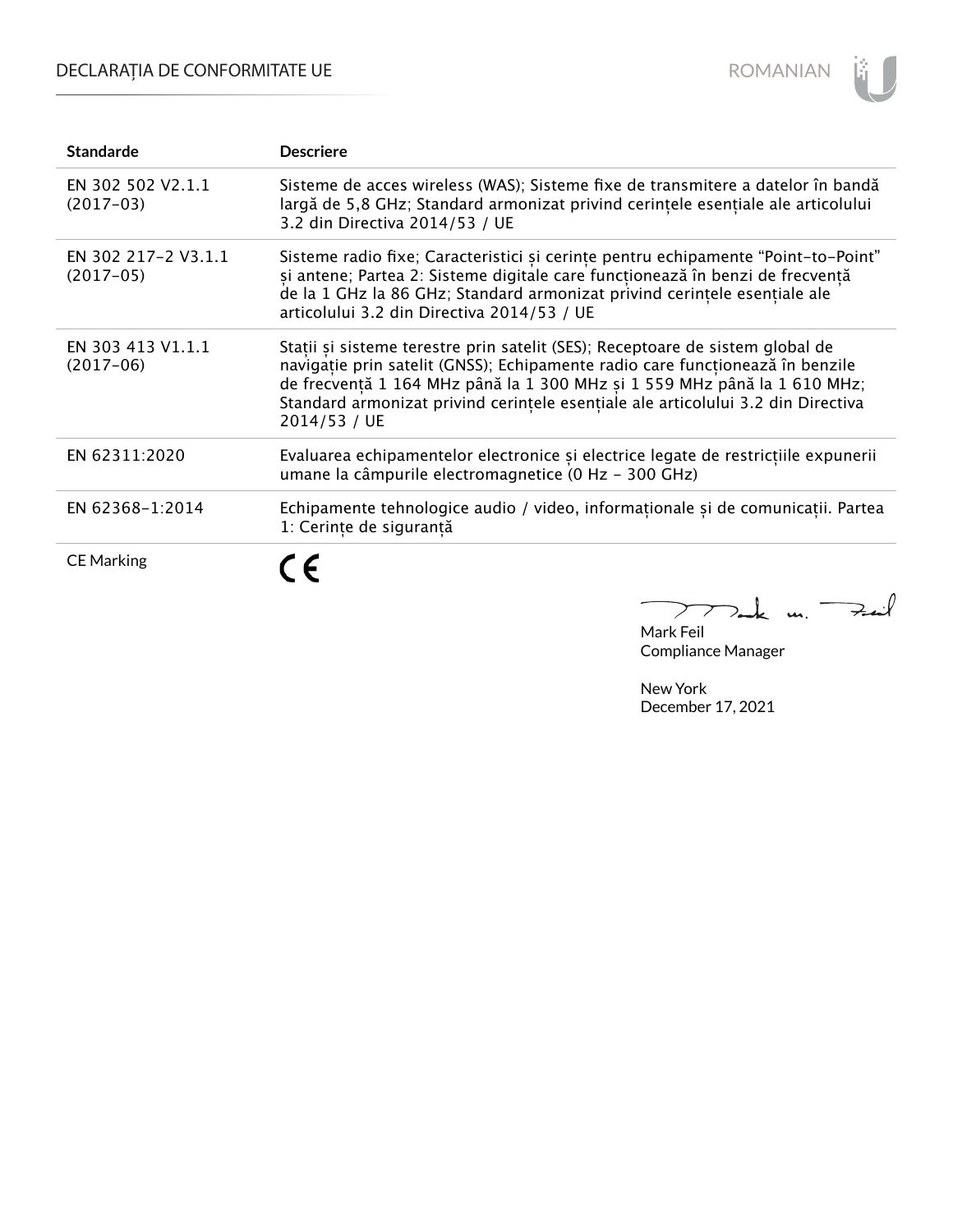| Standarde | Descriere |
|---|---|
| EN 302 502 V2.1.1 (2017-03) | Sisteme de acces wireless (WAS); Sisteme fixe de transmitere a datelor în bandă largă de 5,8 GHz; Standard armonizat privind cerințele esențiale ale articolului 3.2 din Directiva 2014/53 / UE |
| EN 302 217-2 V3.1.1 (2017-05) | Sisteme radio fixe; Caracteristici și cerințe pentru echipamente "Point-to-Point" și antene; Partea 2: Sisteme digitale care funcționează în benzi de frecvență de la 1 GHz la 86 GHz; Standard armonizat privind cerințele esențiale ale articolului 3.2 din Directiva 2014/53 / UE |
| EN 303 413 V1.1.1 (2017-06) | Stații și sisteme terestre prin satelit (SES); Receptoare de sistem global de navigație prin satelit (GNSS); Echipamente radio care funcționează în benzile de frecvență 1 164 MHz până la 1 300 MHz și 1 559 MHz până la 1 610 MHz; Standard armonizat privind cerințele esențiale ale articolului 3.2 din Directiva 2014/53 / UE |
| EN 62311:2020 | Evaluarea echipamentelor electronice și electrice legate de restricțiile expunerii umane la câmpurile electromagnetice (0 Hz - 300 GHz) |
| EN 62368-1:2014 | Echipamente tehnologice audio / video, informaționale și de comunicații. Partea 1: Cerințe de siguranță |
| CE Marking | CE |

Mark Feil
Compliance Manager

New York
December 17, 2021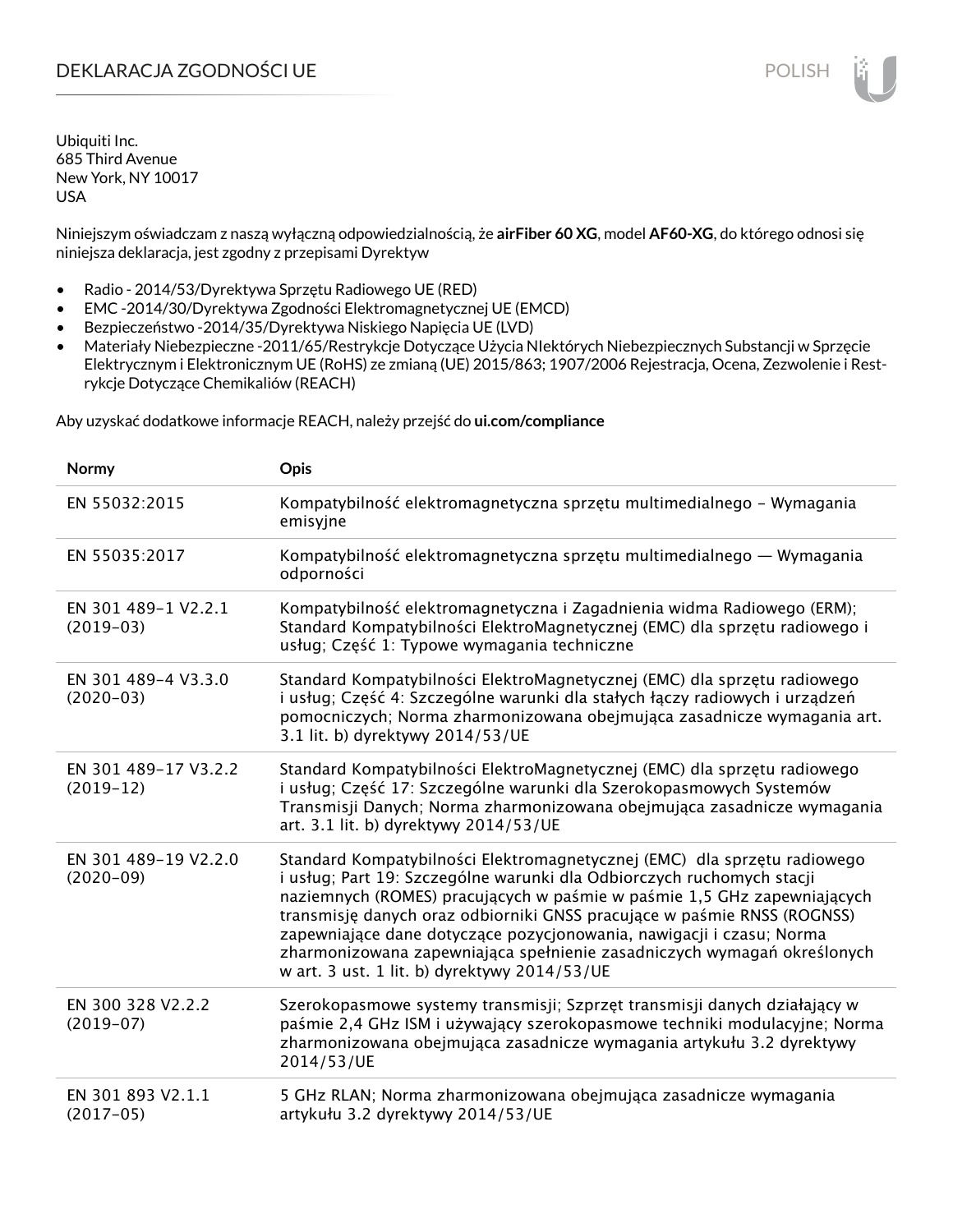# DEKLARACJA ZGODNOŚCI UE

Ubiquiti Inc.
685 Third Avenue
New York, NY 10017
USA

Niniejszym oświadczam z naszą wyłączną odpowiedzialnością, że **airFiber 60 XG**, model **AF60-XG**, do którego odnosi się niniejsza deklaracja, jest zgodny z przepisami Dyrektyw

- Radio - 2014/53/Dyrektywa Sprzętu Radiowego UE (RED)
- EMC -2014/30/Dyrektywa Zgodności Elektromagnetycznej UE (EMCD)
- Bezpieczeństwo -2014/35/Dyrektywa Niskiego Napięcia UE (LVD)
- Materiały Niebezpieczne -2011/65/Restrykcje Dotyczące Użycia NIektórych Niebezpiecznych Substancji w Sprzęcie Elektrycznym i Elektronicznym UE (RoHS) ze zmianą (UE) 2015/863; 1907/2006 Rejestracja, Ocena, Zezwolenie i Restrykcje Dotyczące Chemikaliów (REACH)

Aby uzyskać dodatkowe informacje REACH, należy przejść do **ui.com/compliance**

| Normy | Opis |
|---|---|
| EN 55032:2015 | Kompatybilność elektromagnetyczna sprzętu multimedialnego – Wymagania emisyjne |
| EN 55035:2017 | Kompatybilność elektromagnetyczna sprzętu multimedialnego — Wymagania odporności |
| EN 301 489-1 V2.2.1 (2019-03) | Kompatybilność elektromagnetyczna i Zagadnienia widma Radiowego (ERM); Standard Kompatybilności ElektroMagnetycznej (EMC) dla sprzętu radiowego i usług; Część 1: Typowe wymagania techniczne |
| EN 301 489-4 V3.3.0 (2020-03) | Standard Kompatybilności ElektroMagnetycznej (EMC) dla sprzętu radiowego i usług; Część 4: Szczególne warunki dla stałych łączy radiowych i urządzeń pomocniczych; Norma zharmonizowana obejmująca zasadnicze wymagania art. 3.1 lit. b) dyrektywy 2014/53/UE |
| EN 301 489-17 V3.2.2 (2019-12) | Standard Kompatybilności ElektroMagnetycznej (EMC) dla sprzętu radiowego i usług; Część 17: Szczególne warunki dla Szerokopasmowych Systemów Transmisji Danych; Norma zharmonizowana obejmująca zasadnicze wymagania art. 3.1 lit. b) dyrektywy 2014/53/UE |
| EN 301 489-19 V2.2.0 (2020-09) | Standard Kompatybilności Elektromagnetycznej (EMC) dla sprzętu radiowego i usług; Part 19: Szczególne warunki dla Odbiorczych ruchomych stacji naziemnych (ROMES) pracujących w paśmie w paśmie 1,5 GHz zapewniających transmisję danych oraz odbiorniki GNSS pracujące w paśmie RNSS (ROGNSS) zapewniające dane dotyczące pozycjonowania, nawigacji i czasu; Norma zharmonizowana zapewniająca spełnienie zasadniczych wymagań określonych w art. 3 ust. 1 lit. b) dyrektywy 2014/53/UE |
| EN 300 328 V2.2.2 (2019-07) | Szerokopasmowe systemy transmisji; Szprzęt transmisji danych działający w paśmie 2,4 GHz ISM i używający szerokopasmowe techniki modulacyjne; Norma zharmonizowana obejmująca zasadnicze wymagania artykułu 3.2 dyrektywy 2014/53/UE |
| EN 301 893 V2.1.1 (2017-05) | 5 GHz RLAN; Norma zharmonizowana obejmująca zasadnicze wymagania artykułu 3.2 dyrektywy 2014/53/UE |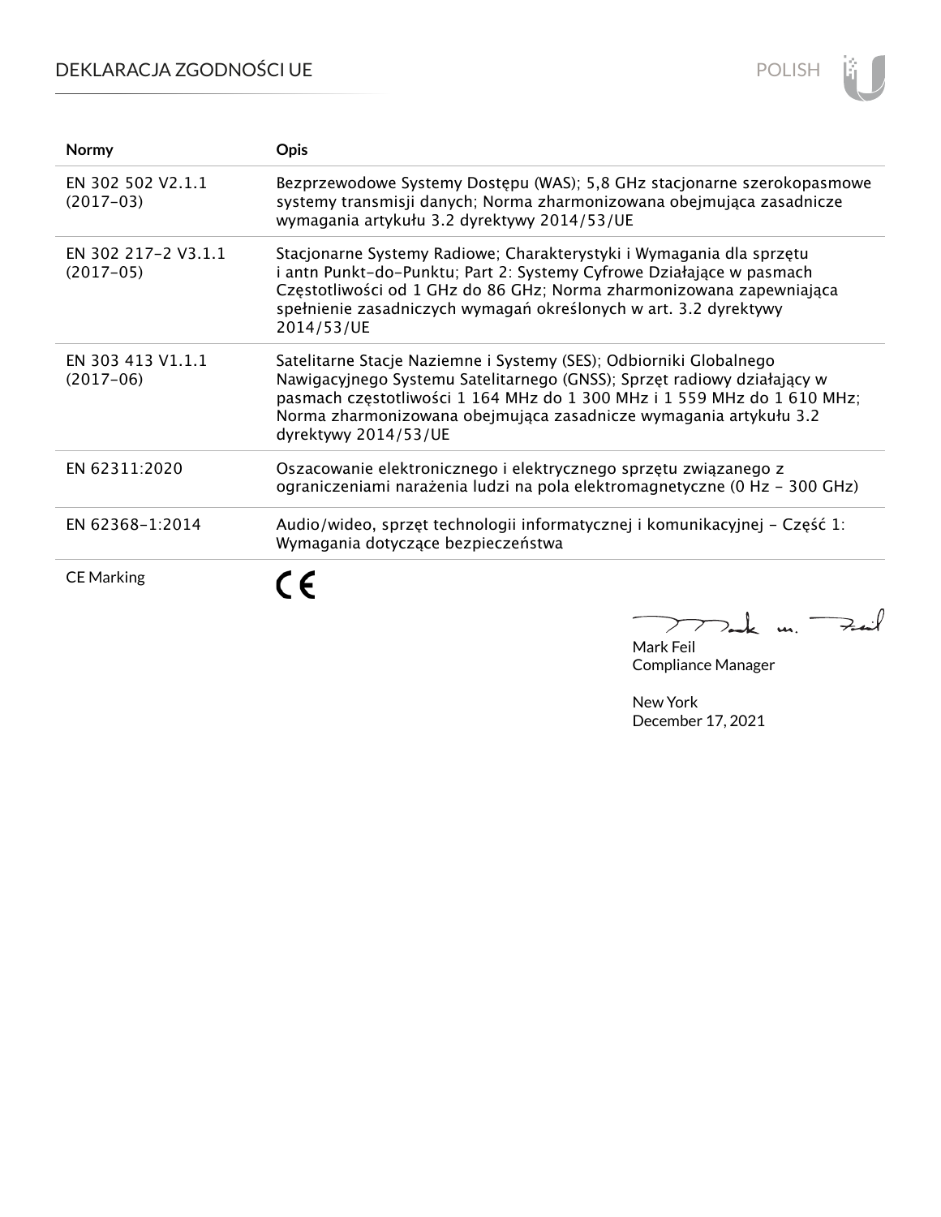# DEKLARACJA ZGODNOŚCI UE

| Normy | Opis |
| --- | --- |
| EN 302 502 V2.1.1 (2017-03) | Bezprzewodowe Systemy Dostępu (WAS); 5,8 GHz stacjonarne szerokopasmowe systemy transmisji danych; Norma zharmonizowana obejmująca zasadnicze wymagania artykułu 3.2 dyrektywy 2014/53/UE |
| EN 302 217-2 V3.1.1 (2017-05) | Stacjonarne Systemy Radiowe; Charakterystyki i Wymagania dla sprzętu i antn Punkt-do-Punktu; Part 2: Systemy Cyfrowe Działające w pasmach Częstotliwości od 1 GHz do 86 GHz; Norma zharmonizowana zapewniająca spełnienie zasadniczych wymagań określonych w art. 3.2 dyrektywy 2014/53/UE |
| EN 303 413 V1.1.1 (2017-06) | Satelitarne Stacje Naziemne i Systemy (SES); Odbiorniki Globalnego Nawigacyjnego Systemu Satelitarnego (GNSS); Sprzęt radiowy działający w pasmach częstotliwości 1 164 MHz do 1 300 MHz i 1 559 MHz do 1 610 MHz; Norma zharmonizowana obejmująca zasadnicze wymagania artykułu 3.2 dyrektywy 2014/53/UE |
| EN 62311:2020 | Oszacowanie elektronicznego i elektrycznego sprzętu związanego z ograniczeniami narażenia ludzi na pola elektromagnetyczne (0 Hz - 300 GHz) |
| EN 62368-1:2014 | Audio/wideo, sprzęt technologii informatycznej i komunikacyjnej - Część 1: Wymagania dotyczące bezpieczeństwa |
| CE Marking | CE |

Mark Feil
Compliance Manager

New York
December 17, 2021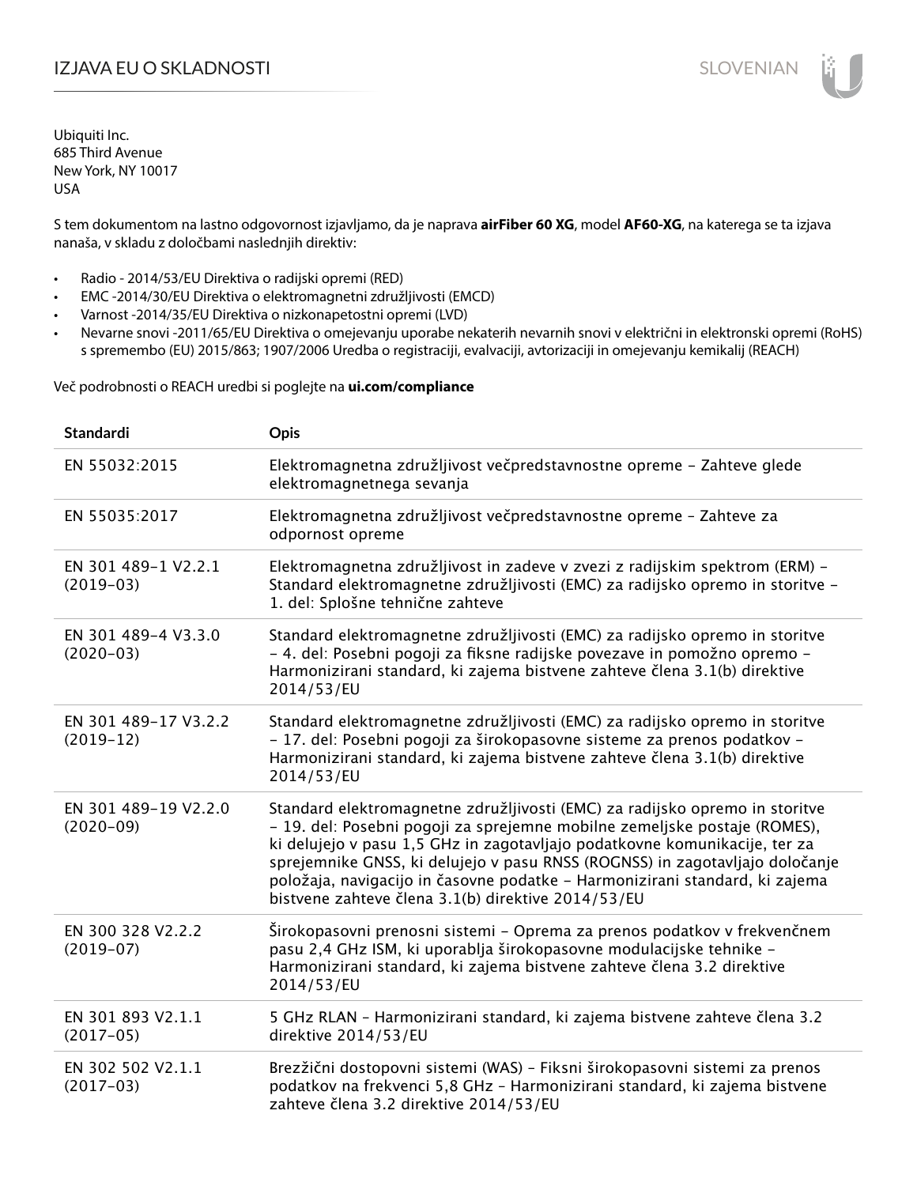# IZJAVA EU O SKLADNOSTI

Ubiquiti Inc.
685 Third Avenue
New York, NY 10017
USA

S tem dokumentom na lastno odgovornost izjavljamo, da je naprava **airFiber 60 XG**, model **AF60-XG**, na katerega se ta izjava nanaša, v skladu z določbami naslednjih direktiv:

- Radio - 2014/53/EU Direktiva o radijski opremi (RED)
- EMC -2014/30/EU Direktiva o elektromagnetni združljivosti (EMCD)
- Varnost -2014/35/EU Direktiva o nizkonapetostni opremi (LVD)
- Nevarne snovi -2011/65/EU Direktiva o omejevanju uporabe nekaterih nevarnih snovi v električni in elektronski opremi (RoHS) s spremembo (EU) 2015/863; 1907/2006 Uredba o registraciji, evalvaciji, avtorizaciji in omejevanju kemikalij (REACH)

Več podrobnosti o REACH uredbi si poglejte na **ui.com/compliance**

| Standardi | Opis |
|---|---|
| EN 55032:2015 | Elektromagnetna združljivost večpredstavnostne opreme – Zahteve glede elektromagnetnega sevanja |
| EN 55035:2017 | Elektromagnetna združljivost večpredstavnostne opreme – Zahteve za odpornost opreme |
| EN 301 489-1 V2.2.1 (2019-03) | Elektromagnetna združljivost in zadeve v zvezi z radijskim spektrom (ERM) – Standard elektromagnetne združljivosti (EMC) za radijsko opremo in storitve – 1. del: Splošne tehnične zahteve |
| EN 301 489-4 V3.3.0 (2020-03) | Standard elektromagnetne združljivosti (EMC) za radijsko opremo in storitve – 4. del: Posebni pogoji za fiksne radijske povezave in pomožno opremo – Harmonizirani standard, ki zajema bistvene zahteve člena 3.1(b) direktive 2014/53/EU |
| EN 301 489-17 V3.2.2 (2019-12) | Standard elektromagnetne združljivosti (EMC) za radijsko opremo in storitve – 17. del: Posebni pogoji za širokopasovne sisteme za prenos podatkov – Harmonizirani standard, ki zajema bistvene zahteve člena 3.1(b) direktive 2014/53/EU |
| EN 301 489-19 V2.2.0 (2020-09) | Standard elektromagnetne združljivosti (EMC) za radijsko opremo in storitve – 19. del: Posebni pogoji za sprejemne mobilne zemeljske postaje (ROMES), ki delujejo v pasu 1,5 GHz in zagotavljajo podatkovne komunikacije, ter za sprejemnike GNSS, ki delujejo v pasu RNSS (ROGNSS) in zagotavljajo določanje položaja, navigacijo in časovne podatke – Harmonizirani standard, ki zajema bistvene zahteve člena 3.1(b) direktive 2014/53/EU |
| EN 300 328 V2.2.2 (2019-07) | Širokopasovni prenosni sistemi – Oprema za prenos podatkov v frekvenčnem pasu 2,4 GHz ISM, ki uporablja širokopasovne modulacijske tehnike – Harmonizirani standard, ki zajema bistvene zahteve člena 3.2 direktive 2014/53/EU |
| EN 301 893 V2.1.1 (2017-05) | 5 GHz RLAN – Harmonizirani standard, ki zajema bistvene zahteve člena 3.2 direktive 2014/53/EU |
| EN 302 502 V2.1.1 (2017-03) | Brezžični dostopovni sistemi (WAS) – Fiksni širokopasovni sistemi za prenos podatkov na frekvenci 5,8 GHz – Harmonizirani standard, ki zajema bistvene zahteve člena 3.2 direktive 2014/53/EU |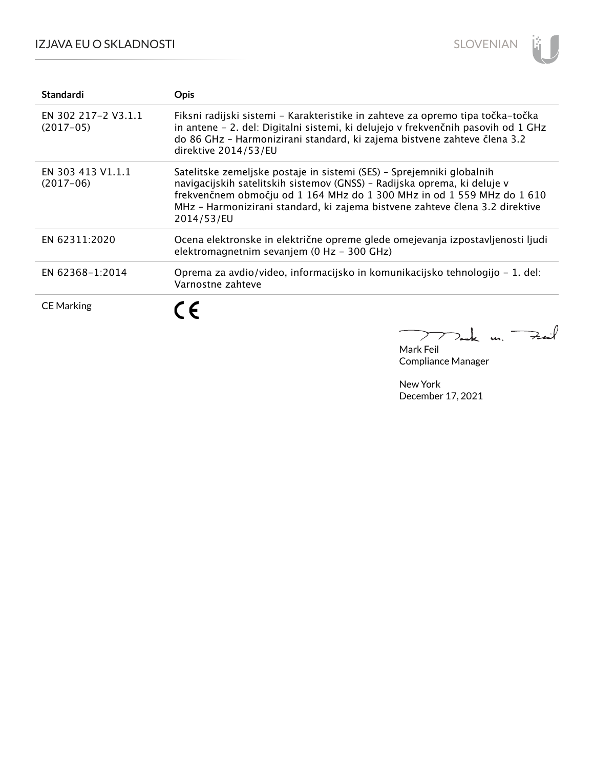| Standardi | Opis |
|---|---|
| EN 302 217-2 V3.1.1 (2017-05) | Fiksni radijski sistemi - Karakteristike in zahteve za opremo tipa točka-točka in antene - 2. del: Digitalni sistemi, ki delujejo v frekvenčnih pasovih od 1 GHz do 86 GHz - Harmonizirani standard, ki zajema bistvene zahteve člena 3.2 direktive 2014/53/EU |
| EN 303 413 V1.1.1 (2017-06) | Satelitske zemeljske postaje in sistemi (SES) - Sprejemniki globalnih navigacijskih satelitskih sistemov (GNSS) - Radijska oprema, ki deluje v frekvenčnem območju od 1 164 MHz do 1 300 MHz in od 1 559 MHz do 1 610 MHz - Harmonizirani standard, ki zajema bistvene zahteve člena 3.2 direktive 2014/53/EU |
| EN 62311:2020 | Ocena elektronske in električne opreme glede omejevanja izpostavljenosti ljudi elektromagnetnim sevanjem (0 Hz - 300 GHz) |
| EN 62368-1:2014 | Oprema za avdio/video, informacijsko in komunikacijsko tehnologijo - 1. del: Varnostne zahteve |
| CE Marking | CE |

Mark Feil
Compliance Manager

New York
December 17, 2021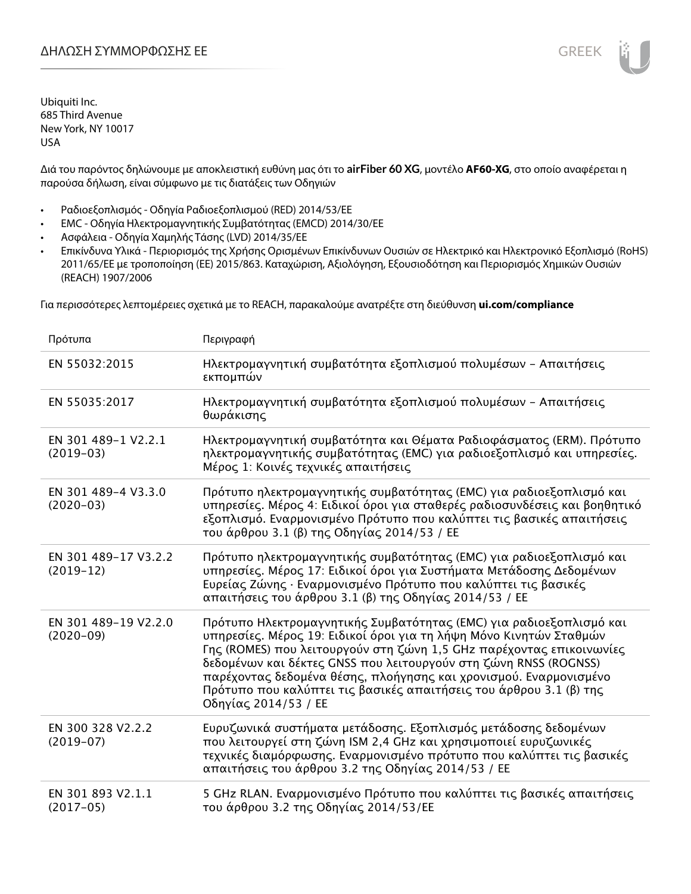# ΔΗΛΩΣΗ ΣΥΜΜΟΡΦΩΣΗΣ ΕΕ

Ubiquiti Inc.
685 Third Avenue
New York, NY 10017
USA

Διά του παρόντος δηλώνουμε με αποκλειστική ευθύνη μας ότι το **airFiber 60 XG**, μοντέλο **AF60-XG**, στο οποίο αναφέρεται η παρούσα δήλωση, είναι σύμφωνο με τις διατάξεις των Οδηγιών

- Ραδιοεξοπλισμός - Οδηγία Ραδιοεξοπλισμού (RED) 2014/53/ΕΕ
- EMC - Οδηγία Ηλεκτρομαγνητικής Συμβατότητας (EMCD) 2014/30/ΕΕ
- Ασφάλεια - Οδηγία Χαμηλής Τάσης (LVD) 2014/35/ΕΕ
- Επικίνδυνα Υλικά - Περιορισμός της Χρήσης Ορισμένων Επικίνδυνων Ουσιών σε Ηλεκτρικό και Ηλεκτρονικό Εξοπλισμό (RoHS) 2011/65/ΕΕ με τροποποίηση (ΕΕ) 2015/863. Καταχώριση, Αξιολόγηση, Εξουσιοδότηση και Περιορισμός Χημικών Ουσιών (REACH) 1907/2006

Για περισσότερες λεπτομέρειες σχετικά με το REACH, παρακαλούμε ανατρέξτε στη διεύθυνση **ui.com/compliance**

| Πρότυπα | Περιγραφή |
|---|---|
| EN 55032:2015 | Ηλεκτρομαγνητική συμβατότητα εξοπλισμού πολυμέσων – Απαιτήσεις εκπομπών |
| EN 55035:2017 | Ηλεκτρομαγνητική συμβατότητα εξοπλισμού πολυμέσων – Απαιτήσεις θωράκισης |
| EN 301 489-1 V2.2.1 (2019-03) | Ηλεκτρομαγνητική συμβατότητα και Θέματα Ραδιοφάσματος (ERM). Πρότυπο ηλεκτρομαγνητικής συμβατότητας (EMC) για ραδιοεξοπλισμό και υπηρεσίες. Μέρος 1: Κοινές τεχνικές απαιτήσεις |
| EN 301 489-4 V3.3.0 (2020-03) | Πρότυπο ηλεκτρομαγνητικής συμβατότητας (EMC) για ραδιοεξοπλισμό και υπηρεσίες. Μέρος 4: Ειδικοί όροι για σταθερές ραδιοσυνδέσεις και βοηθητικό εξοπλισμό. Εναρμονισμένο Πρότυπο που καλύπτει τις βασικές απαιτήσεις του άρθρου 3.1 (β) της Οδηγίας 2014/53 / ΕΕ |
| EN 301 489-17 V3.2.2 (2019-12) | Πρότυπο ηλεκτρομαγνητικής συμβατότητας (EMC) για ραδιοεξοπλισμό και υπηρεσίες. Μέρος 17: Ειδικοί όροι για Συστήματα Μετάδοσης Δεδομένων Ευρείας Ζώνης · Εναρμονισμένο Πρότυπο που καλύπτει τις βασικές απαιτήσεις του άρθρου 3.1 (β) της Οδηγίας 2014/53 / ΕΕ |
| EN 301 489-19 V2.2.0 (2020-09) | Πρότυπο Ηλεκτρομαγνητικής Συμβατότητας (EMC) για ραδιοεξοπλισμό και υπηρεσίες. Μέρος 19: Ειδικοί όροι για τη λήψη Μόνο Κινητών Σταθμών Γης (ROMES) που λειτουργούν στη ζώνη 1,5 GHz παρέχοντας επικοινωνίες δεδομένων και δέκτες GNSS που λειτουργούν στη ζώνη RNSS (ROGNSS) παρέχοντας δεδομένα θέσης, πλοήγησης και χρονισμού. Εναρμονισμένο Πρότυπο που καλύπτει τις βασικές απαιτήσεις του άρθρου 3.1 (β) της Οδηγίας 2014/53 / ΕΕ |
| EN 300 328 V2.2.2 (2019-07) | Ευρυζωνικά συστήματα μετάδοσης. Εξοπλισμός μετάδοσης δεδομένων που λειτουργεί στη ζώνη ISM 2,4 GHz και χρησιμοποιεί ευρυζωνικές τεχνικές διαμόρφωσης. Εναρμονισμένο πρότυπο που καλύπτει τις βασικές απαιτήσεις του άρθρου 3.2 της Οδηγίας 2014/53 / ΕΕ |
| EN 301 893 V2.1.1 (2017-05) | 5 GHz RLAN. Εναρμονισμένο Πρότυπο που καλύπτει τις βασικές απαιτήσεις του άρθρου 3.2 της Οδηγίας 2014/53/ΕΕ |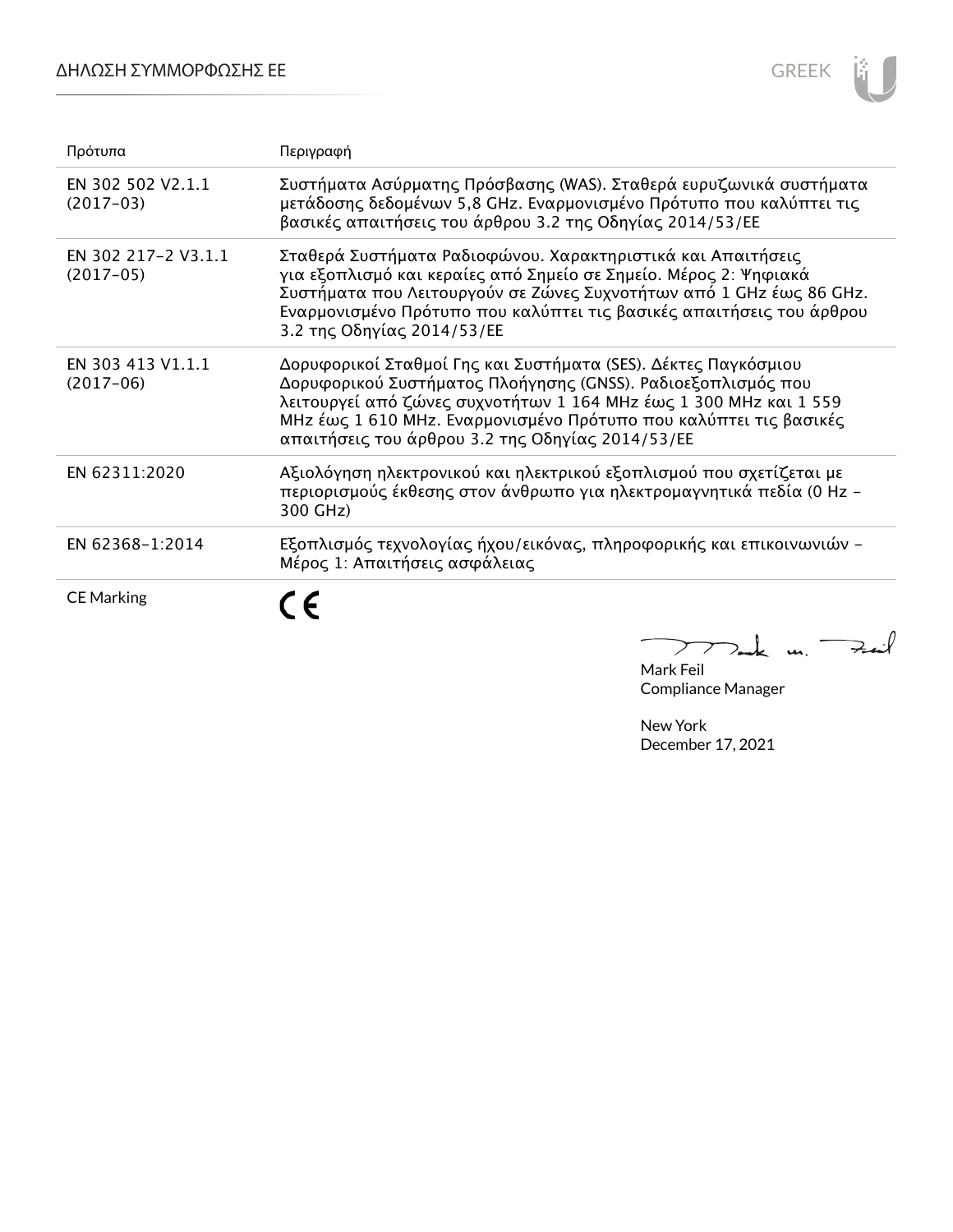| Πρότυπα | Περιγραφή |
| --- | --- |
| EN 302 502 V2.1.1 (2017-03) | Συστήματα Ασύρματης Πρόσβασης (WAS). Σταθερά ευρυζωνικά συστήματα μετάδοσης δεδομένων 5,8 GHz. Εναρμονισμένο Πρότυπο που καλύπτει τις βασικές απαιτήσεις του άρθρου 3.2 της Οδηγίας 2014/53/ΕΕ |
| EN 302 217-2 V3.1.1 (2017-05) | Σταθερά Συστήματα Ραδιοφώνου. Χαρακτηριστικά και Απαιτήσεις για εξοπλισμό και κεραίες από Σημείο σε Σημείο. Μέρος 2: Ψηφιακά Συστήματα που Λειτουργούν σε Ζώνες Συχνοτήτων από 1 GHz έως 86 GHz. Εναρμονισμένο Πρότυπο που καλύπτει τις βασικές απαιτήσεις του άρθρου 3.2 της Οδηγίας 2014/53/ΕΕ |
| EN 303 413 V1.1.1 (2017-06) | Δορυφορικοί Σταθμοί Γης και Συστήματα (SES). Δέκτες Παγκόσμιου Δορυφορικού Συστήματος Πλοήγησης (GNSS). Ραδιοεξοπλισμός που λειτουργεί από ζώνες συχνοτήτων 1 164 MHz έως 1 300 MHz και 1 559 MHz έως 1 610 MHz. Εναρμονισμένο Πρότυπο που καλύπτει τις βασικές απαιτήσεις του άρθρου 3.2 της Οδηγίας 2014/53/ΕΕ |
| EN 62311:2020 | Αξιολόγηση ηλεκτρονικού και ηλεκτρικού εξοπλισμού που σχετίζεται με περιορισμούς έκθεσης στον άνθρωπο για ηλεκτρομαγνητικά πεδία (0 Hz - 300 GHz) |
| EN 62368-1:2014 | Εξοπλισμός τεχνολογίας ήχου/εικόνας, πληροφορικής και επικοινωνιών - Μέρος 1: Απαιτήσεις ασφάλειας |
| CE Marking | CE |

Mark Feil
Compliance Manager

New York
December 17, 2021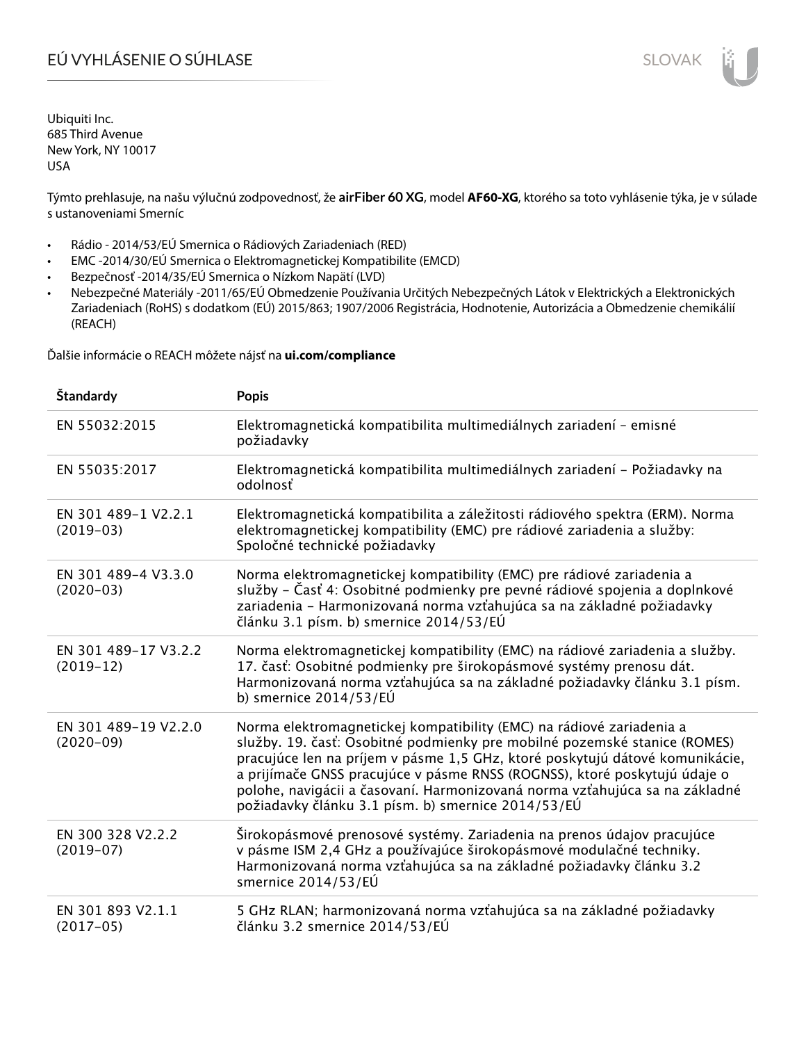# EÚ VYHLÁSENIE O SÚHLASE

Ubiquiti Inc.
685 Third Avenue
New York, NY 10017
USA

Týmto prehlasuje, na našu výlučnú zodpovednosť, že **airFiber 60 XG**, model **AF60-XG**, ktorého sa toto vyhlásenie týka, je v súlade s ustanoveniami Smerníc

- Rádio - 2014/53/EÚ Smernica o Rádiových Zariadeniach (RED)
- EMC -2014/30/EÚ Smernica o Elektromagnetickej Kompatibilite (EMCD)
- Bezpečnosť -2014/35/EÚ Smernica o Nízkom Napätí (LVD)
- Nebezpečné Materiály -2011/65/EÚ Obmedzenie Používania Určitých Nebezpečných Látok v Elektrických a Elektronických Zariadeniach (RoHS) s dodatkom (EÚ) 2015/863; 1907/2006 Registrácia, Hodnotenie, Autorizácia a Obmedzenie chemikálií (REACH)

Ďalšie informácie o REACH môžete nájsť na **ui.com/compliance**

| Štandardy | Popis |
|---|---|
| EN 55032:2015 | Elektromagnetická kompatibilita multimediálnych zariadení – emisné požiadavky |
| EN 55035:2017 | Elektromagnetická kompatibilita multimediálnych zariadení – Požiadavky na odolnosť |
| EN 301 489-1 V2.2.1 (2019-03) | Elektromagnetická kompatibilita a záležitosti rádiového spektra (ERM). Norma elektromagnetickej kompatibility (EMC) pre rádiové zariadenia a služby: Spoločné technické požiadavky |
| EN 301 489-4 V3.3.0 (2020-03) | Norma elektromagnetickej kompatibility (EMC) pre rádiové zariadenia a služby – Časť 4: Osobitné podmienky pre pevné rádiové spojenia a doplnkové zariadenia – Harmonizovaná norma vzťahujúca sa na základné požiadavky článku 3.1 písm. b) smernice 2014/53/EÚ |
| EN 301 489-17 V3.2.2 (2019-12) | Norma elektromagnetickej kompatibility (EMC) na rádiové zariadenia a služby. 17. časť: Osobitné podmienky pre širokopásmové systémy prenosu dát. Harmonizovaná norma vzťahujúca sa na základné požiadavky článku 3.1 písm. b) smernice 2014/53/EÚ |
| EN 301 489-19 V2.2.0 (2020-09) | Norma elektromagnetickej kompatibility (EMC) na rádiové zariadenia a služby. 19. časť: Osobitné podmienky pre mobilné pozemské stanice (ROMES) pracujúce len na príjem v pásme 1,5 GHz, ktoré poskytujú dátové komunikácie, a prijímače GNSS pracujúce v pásme RNSS (ROGNSS), ktoré poskytujú údaje o polohe, navigácii a časovaní. Harmonizovaná norma vzťahujúca sa na základné požiadavky článku 3.1 písm. b) smernice 2014/53/EÚ |
| EN 300 328 V2.2.2 (2019-07) | Širokopásmové prenosové systémy. Zariadenia na prenos údajov pracujúce v pásme ISM 2,4 GHz a používajúce širokopásmové modulačné techniky. Harmonizovaná norma vzťahujúca sa na základné požiadavky článku 3.2 smernice 2014/53/EÚ |
| EN 301 893 V2.1.1 (2017-05) | 5 GHz RLAN; harmonizovaná norma vzťahujúca sa na základné požiadavky článku 3.2 smernice 2014/53/EÚ |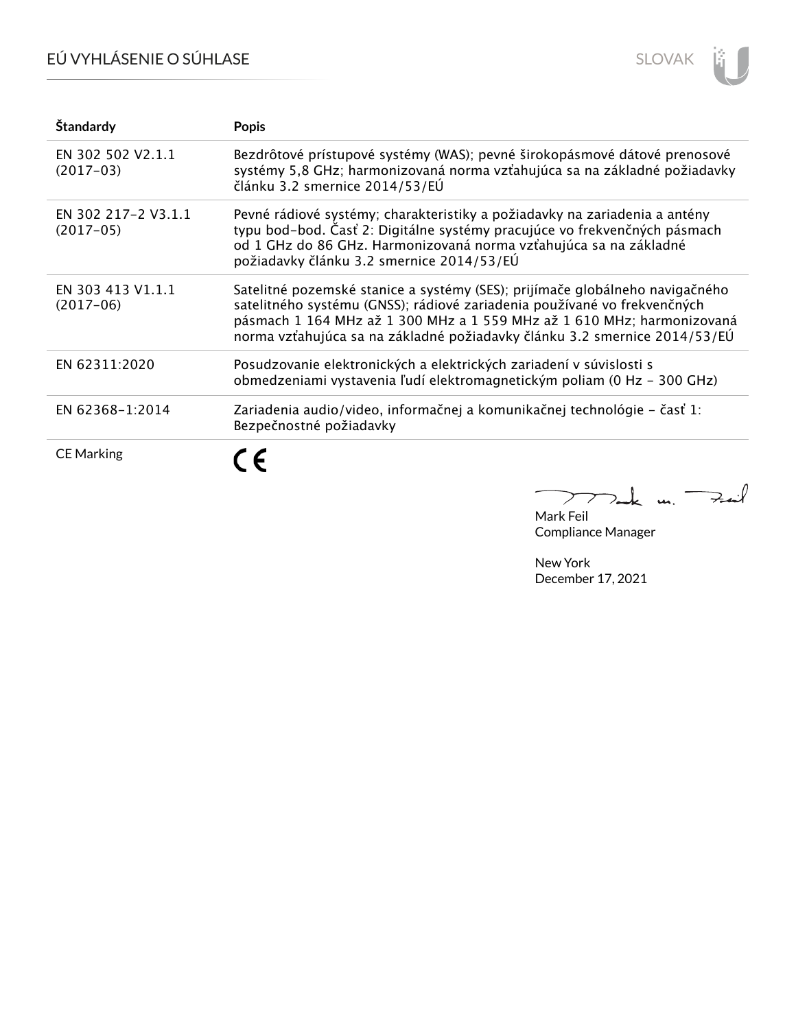| Štandardy | Popis |
|---|---|
| EN 302 502 V2.1.1 (2017-03) | Bezdrôtové prístupové systémy (WAS); pevné širokopásmové dátové prenosové systémy 5,8 GHz; harmonizovaná norma vzťahujúca sa na základné požiadavky článku 3.2 smernice 2014/53/EÚ |
| EN 302 217-2 V3.1.1 (2017-05) | Pevné rádiové systémy; charakteristiky a požiadavky na zariadenia a antény typu bod-bod. Časť 2: Digitálne systémy pracujúce vo frekvenčných pásmach od 1 GHz do 86 GHz. Harmonizovaná norma vzťahujúca sa na základné požiadavky článku 3.2 smernice 2014/53/EÚ |
| EN 303 413 V1.1.1 (2017-06) | Satelitné pozemské stanice a systémy (SES); prijímače globálneho navigačného satelitného systému (GNSS); rádiové zariadenia používané vo frekvenčných pásmach 1 164 MHz až 1 300 MHz a 1 559 MHz až 1 610 MHz; harmonizovaná norma vzťahujúca sa na základné požiadavky článku 3.2 smernice 2014/53/EÚ |
| EN 62311:2020 | Posudzovanie elektronických a elektrických zariadení v súvislosti s obmedzeniami vystavenia ľudí elektromagnetickým poliam (0 Hz - 300 GHz) |
| EN 62368-1:2014 | Zariadenia audio/video, informačnej a komunikačnej technológie - časť 1: Bezpečnostné požiadavky |
| CE Marking | CE |

Mark Feil
Compliance Manager

New York
December 17, 2021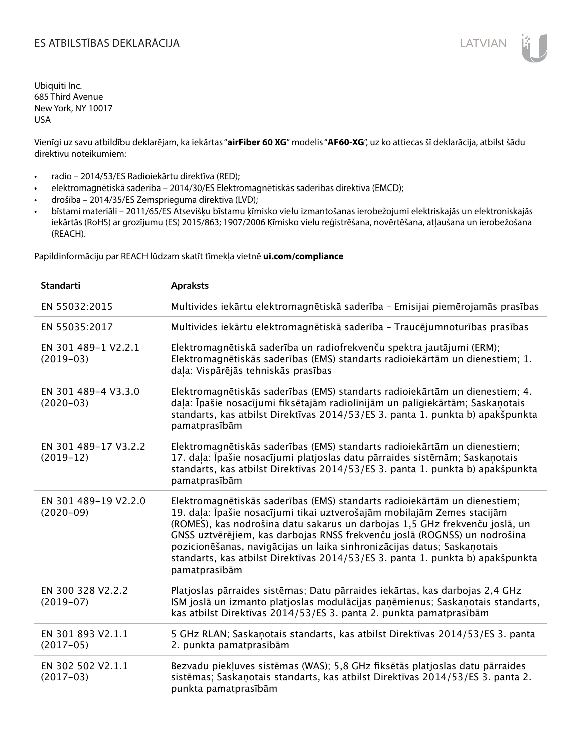# ES ATBILSTĪBAS DEKLARĀCIJA

Ubiquiti Inc.
685 Third Avenue
New York, NY 10017
USA

Vienīgi uz savu atbildību deklarējam, ka iekārtas "**airFiber 60 XG**" modelis "**AF60-XG**", uz ko attiecas šī deklarācija, atbilst šādu direktīvu noteikumiem:

- radio – 2014/53/ES Radioiekārtu direktīva (RED);
- elektromagnētiskā saderība – 2014/30/ES Elektromagnētiskās saderības direktīva (EMCD);
- drošība – 2014/35/ES Zemsprieguma direktīva (LVD);
- bīstami materiāli – 2011/65/ES Atsevišķu bīstamu ķīmisko vielu izmantošanas ierobežojumi elektriskajās un elektroniskajās iekārtās (RoHS) ar grozījumu (ES) 2015/863; 1907/2006 Ķīmisko vielu reģistrēšana, novērtēšana, atļaušana un ierobežošana (REACH).

Papildinformāciju par REACH lūdzam skatīt tīmekļa vietnē **ui.com/compliance**

| Standarti | Apraksts |
|---|---|
| EN 55032:2015 | Multivides iekārtu elektromagnētiskā saderība – Emisijai piemērojamās prasības |
| EN 55035:2017 | Multivides iekārtu elektromagnētiskā saderība – Traucējumnoturības prasības |
| EN 301 489-1 V2.2.1 (2019-03) | Elektromagnētiskā saderība un radiofrekvenču spektra jautājumi (ERM); Elektromagnētiskās saderības (EMS) standarts radioiekārtām un dienestiem; 1. daļa: Vispārējās tehniskās prasības |
| EN 301 489-4 V3.3.0 (2020-03) | Elektromagnētiskās saderības (EMS) standarts radioiekārtām un dienestiem; 4. daļa: Īpašie nosacījumi fiksētajām radiolīnijām un palīgiekārtām; Saskaņotais standarts, kas atbilst Direktīvas 2014/53/ES 3. panta 1. punkta b) apakšpunkta pamatprasībām |
| EN 301 489-17 V3.2.2 (2019-12) | Elektromagnētiskās saderības (EMS) standarts radioiekārtām un dienestiem; 17. daļa: Īpašie nosacījumi platjoslas datu pārraides sistēmām; Saskaņotais standarts, kas atbilst Direktīvas 2014/53/ES 3. panta 1. punkta b) apakšpunkta pamatprasībām |
| EN 301 489-19 V2.2.0 (2020-09) | Elektromagnētiskās saderības (EMS) standarts radioiekārtām un dienestiem; 19. daļa: Īpašie nosacījumi tikai uztverošajām mobilajām Zemes stacijām (ROMES), kas nodrošina datu sakarus un darbojas 1,5 GHz frekvenču joslā, un GNSS uztvērējiem, kas darbojas RNSS frekvenču joslā (ROGNSS) un nodrošina pozicionēšanas, navigācijas un laika sinhronizācijas datus; Saskaņotais standarts, kas atbilst Direktīvas 2014/53/ES 3. panta 1. punkta b) apakšpunkta pamatprasībām |
| EN 300 328 V2.2.2 (2019-07) | Platjoslas pārraides sistēmas; Datu pārraides iekārtas, kas darbojas 2,4 GHz ISM joslā un izmanto platjoslas modulācijas paņēmienus; Saskaņotais standarts, kas atbilst Direktīvas 2014/53/ES 3. panta 2. punkta pamatprasībām |
| EN 301 893 V2.1.1 (2017-05) | 5 GHz RLAN; Saskaņotais standarts, kas atbilst Direktīvas 2014/53/ES 3. panta 2. punkta pamatprasībām |
| EN 302 502 V2.1.1 (2017-03) | Bezvadu piekļuves sistēmas (WAS); 5,8 GHz fiksētās platjoslas datu pārraides sistēmas; Saskaņotais standarts, kas atbilst Direktīvas 2014/53/ES 3. panta 2. punkta pamatprasībām |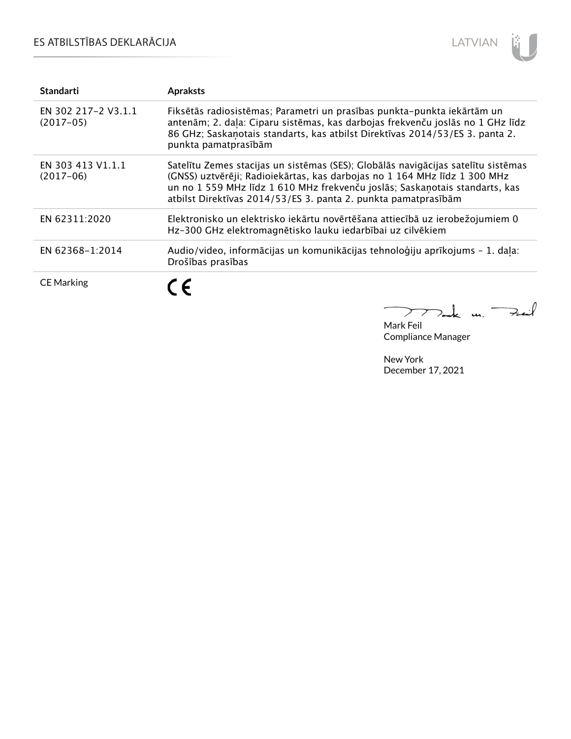| Standarti | Apraksts |
|---|---|
| EN 302 217-2 V3.1.1 (2017-05) | Fiksētās radiosistēmas; Parametri un prasības punkta-punkta iekārtām un antenām; 2. daļa: Ciparu sistēmas, kas darbojas frekvenču joslās no 1 GHz līdz 86 GHz; Saskaņotais standarts, kas atbilst Direktīvas 2014/53/ES 3. panta 2. punkta pamatprasībām |
| EN 303 413 V1.1.1 (2017-06) | Satelītu Zemes stacijas un sistēmas (SES); Globālās navigācijas satelītu sistēmas (GNSS) uztvērēji; Radioiekārtas, kas darbojas no 1 164 MHz līdz 1 300 MHz un no 1 559 MHz līdz 1 610 MHz frekvenču joslās; Saskaņotais standarts, kas atbilst Direktīvas 2014/53/ES 3. panta 2. punkta pamatprasībām |
| EN 62311:2020 | Elektronisko un elektrisko iekārtu novērtēšana attiecībā uz ierobežojumiem 0 Hz-300 GHz elektromagnētisko lauku iedarbībai uz cilvēkiem |
| EN 62368-1:2014 | Audio/video, informācijas un komunikācijas tehnoloģiju aprīkojums - 1. daļa: Drošības prasības |
| CE Marking | CE |

Mark Feil
Compliance Manager

New York
December 17, 2021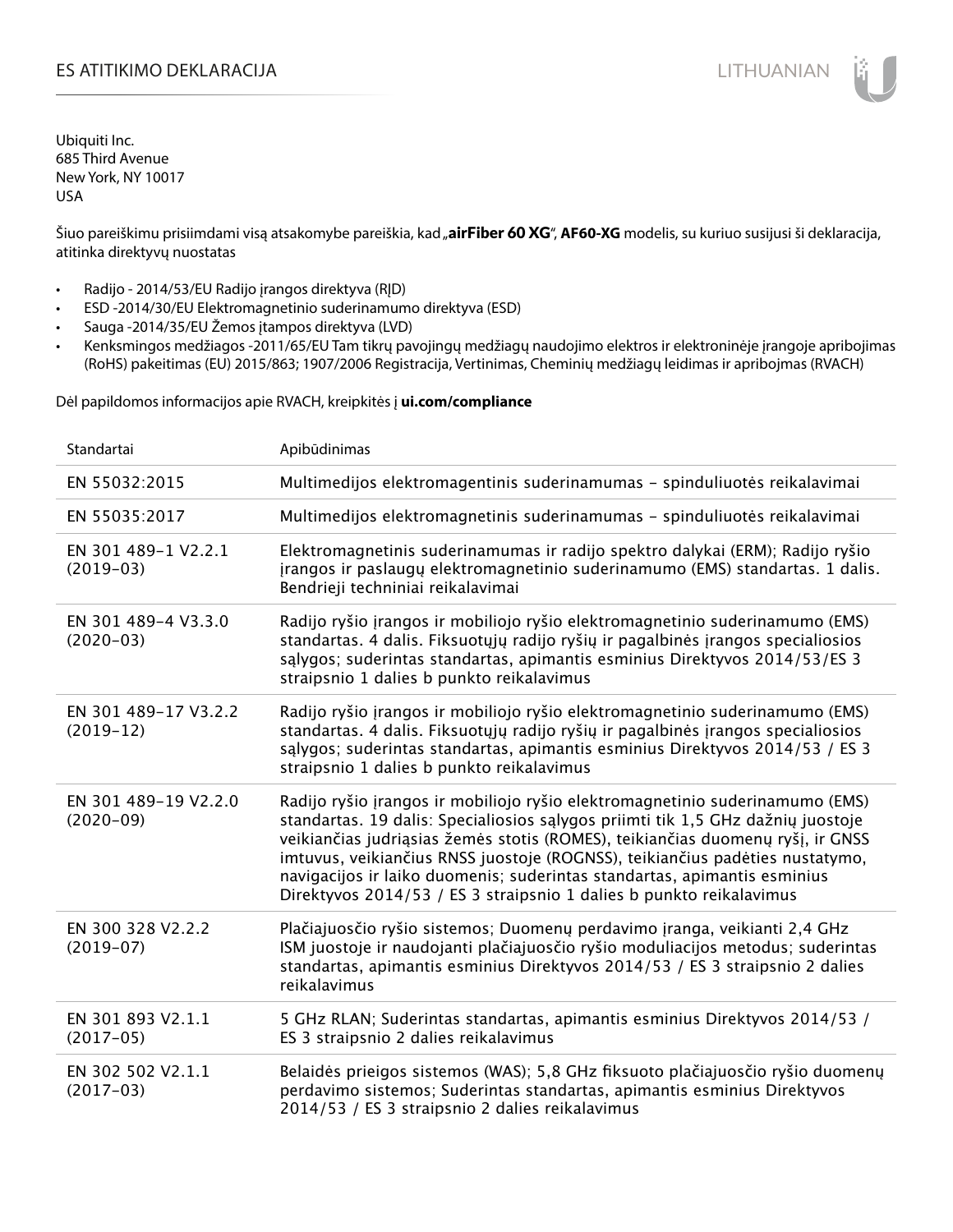# ES ATITIKIMO DEKLARACIJA

Ubiquiti Inc.
685 Third Avenue
New York, NY 10017
USA

Šiuo pareiškimu prisiimdami visą atsakomybe pareiškia, kad „**airFiber 60 XG**“, **AF60-XG** modelis, su kuriuo susijusi ši deklaracija, atitinka direktyvų nuostatas

- Radijo - 2014/53/EU Radijo įrangos direktyva (RĮD)
- ESD -2014/30/EU Elektromagnetinio suderinamumo direktyva (ESD)
- Sauga -2014/35/EU Žemos įtampos direktyva (LVD)
- Kenksmingos medžiagos -2011/65/EU Tam tikrų pavojingų medžiagų naudojimo elektros ir elektroninėje įrangoje apribojimas (RoHS) pakeitimas (EU) 2015/863; 1907/2006 Registracija, Vertinimas, Cheminių medžiagų leidimas ir apribojmas (RVACH)

Dėl papildomos informacijos apie RVACH, kreipkitės į **ui.com/compliance**

| Standartai | Apibūdinimas |
| --- | --- |
| EN 55032:2015 | Multimedijos elektromagentinis suderinamumas – spinduliuotės reikalavimai |
| EN 55035:2017 | Multimedijos elektromagnetinis suderinamumas – spinduliuotės reikalavimai |
| EN 301 489-1 V2.2.1 (2019-03) | Elektromagnetinis suderinamumas ir radijo spektro dalykai (ERM); Radijo ryšio įrangos ir paslaugų elektromagnetinio suderinamumo (EMS) standartas. 1 dalis. Bendrieji techniniai reikalavimai |
| EN 301 489-4 V3.3.0 (2020-03) | Radijo ryšio įrangos ir mobiliojo ryšio elektromagnetinio suderinamumo (EMS) standartas. 4 dalis. Fiksuotųjų radijo ryšių ir pagalbinės įrangos specialiosios sąlygos; suderintas standartas, apimantis esminius Direktyvos 2014/53/ES 3 straipsnio 1 dalies b punkto reikalavimus |
| EN 301 489-17 V3.2.2 (2019-12) | Radijo ryšio įrangos ir mobiliojo ryšio elektromagnetinio suderinamumo (EMS) standartas. 4 dalis. Fiksuotųjų radijo ryšių ir pagalbinės įrangos specialiosios sąlygos; suderintas standartas, apimantis esminius Direktyvos 2014/53 / ES 3 straipsnio 1 dalies b punkto reikalavimus |
| EN 301 489-19 V2.2.0 (2020-09) | Radijo ryšio įrangos ir mobiliojo ryšio elektromagnetinio suderinamumo (EMS) standartas. 19 dalis: Specialiosios sąlygos priimti tik 1,5 GHz dažnių juostoje veikiančias judriąsias žemės stotis (ROMES), teikiančias duomenų ryšį, ir GNSS imtuvus, veikiančius RNSS juostoje (ROGNSS), teikiančius padėties nustatymo, navigacijos ir laiko duomenis; suderintas standartas, apimantis esminius Direktyvos 2014/53 / ES 3 straipsnio 1 dalies b punkto reikalavimus |
| EN 300 328 V2.2.2 (2019-07) | Plačiajuosčio ryšio sistemos; Duomenų perdavimo įranga, veikianti 2,4 GHz ISM juostoje ir naudojanti plačiajuosčio ryšio moduliacijos metodus; suderintas standartas, apimantis esminius Direktyvos 2014/53 / ES 3 straipsnio 2 dalies reikalavimus |
| EN 301 893 V2.1.1 (2017-05) | 5 GHz RLAN; Suderintas standartas, apimantis esminius Direktyvos 2014/53 / ES 3 straipsnio 2 dalies reikalavimus |
| EN 302 502 V2.1.1 (2017-03) | Belaidės prieigos sistemos (WAS); 5,8 GHz fiksuoto plačiajuosčio ryšio duomenų perdavimo sistemos; Suderintas standartas, apimantis esminius Direktyvos 2014/53 / ES 3 straipsnio 2 dalies reikalavimus |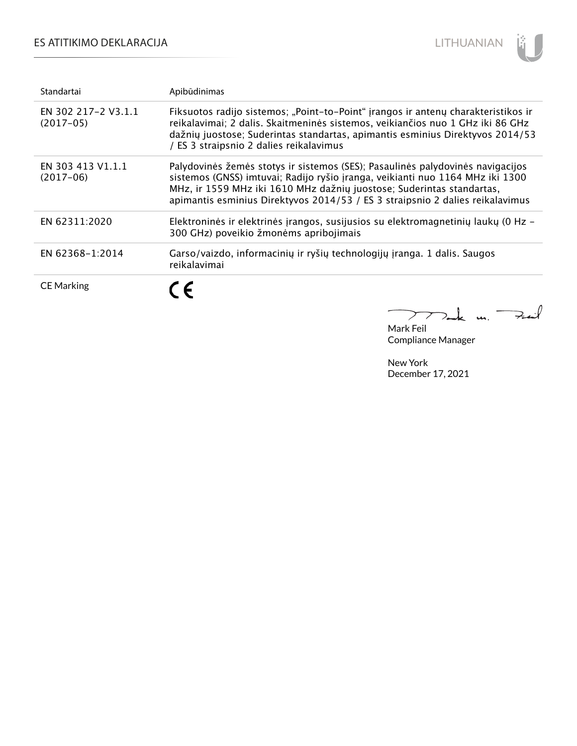| Standartai | Apibūdinimas |
|---|---|
| EN 302 217-2 V3.1.1 (2017-05) | Fiksuotos radijo sistemos; „Point-to-Point“ įrangos ir antenų charakteristikos ir reikalavimai; 2 dalis. Skaitmeninės sistemos, veikiančios nuo 1 GHz iki 86 GHz dažnių juostose; Suderintas standartas, apimantis esminius Direktyvos 2014/53 / ES 3 straipsnio 2 dalies reikalavimus |
| EN 303 413 V1.1.1 (2017-06) | Palydovinės žemės stotys ir sistemos (SES); Pasaulinės palydovinės navigacijos sistemos (GNSS) imtuvai; Radijo ryšio įranga, veikianti nuo 1164 MHz iki 1300 MHz, ir 1559 MHz iki 1610 MHz dažnių juostose; Suderintas standartas, apimantis esminius Direktyvos 2014/53 / ES 3 straipsnio 2 dalies reikalavimus |
| EN 62311:2020 | Elektroninės ir elektrinės įrangos, susijusios su elektromagnetinių laukų (0 Hz - 300 GHz) poveikio žmonėms apribojimais |
| EN 62368-1:2014 | Garso/vaizdo, informacinių ir ryšių technologijų įranga. 1 dalis. Saugos reikalavimai |
| CE Marking | CE |

Mark Feil
Compliance Manager

New York
December 17, 2021